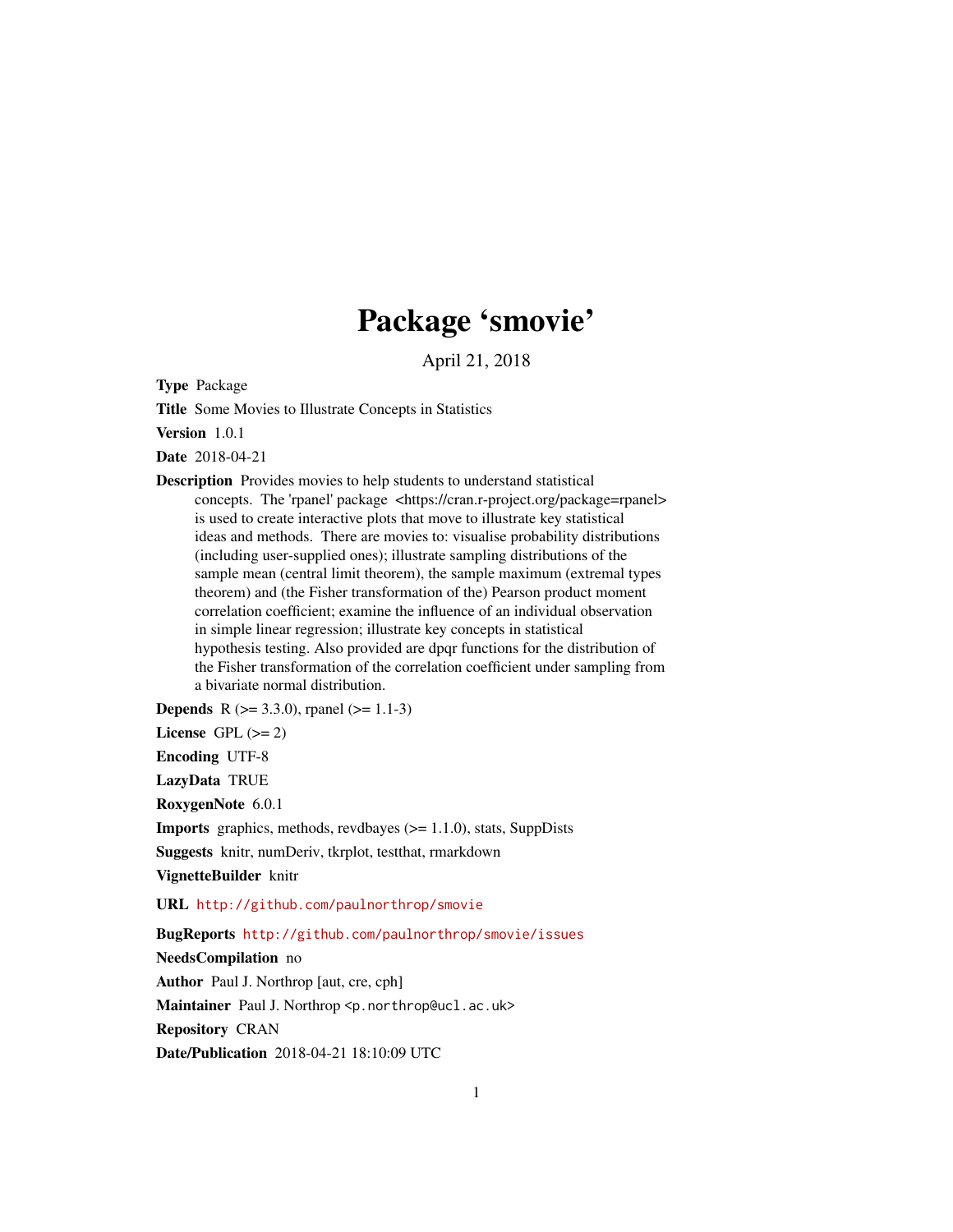# Package 'smovie'

April 21, 2018

**Type** Package

**Title** Some Movies to Illustrate Concepts in Statistics

**Version** 1.0.1

**Date** 2018-04-21

**Description** Provides movies to help students to understand statistical concepts. The 'rpanel' package <https://cran.r-project.org/package=rpanel> is used to create interactive plots that move to illustrate key statistical ideas and methods. There are movies to: visualise probability distributions (including user-supplied ones); illustrate sampling distributions of the sample mean (central limit theorem), the sample maximum (extremal types theorem) and (the Fisher transformation of the) Pearson product moment correlation coefficient; examine the influence of an individual observation in simple linear regression; illustrate key concepts in statistical hypothesis testing. Also provided are dpqr functions for the distribution of the Fisher transformation of the correlation coefficient under sampling from a bivariate normal distribution.

**Depends** R (>= 3.3.0), rpanel (>= 1.1-3)

**License** GPL (>= 2)

**Encoding** UTF-8

**LazyData** TRUE

**RoxygenNote** 6.0.1

**Imports** graphics, methods, revdbayes (>= 1.1.0), stats, SuppDists

**Suggests** knitr, numDeriv, tkrplot, testthat, rmarkdown

**VignetteBuilder** knitr

**URL** http://github.com/paulnorthrop/smovie

**BugReports** http://github.com/paulnorthrop/smovie/issues

**NeedsCompilation** no

**Author** Paul J. Northrop [aut, cre, cph]

**Maintainer** Paul J. Northrop <p.northrop@ucl.ac.uk>

**Repository** CRAN

**Date/Publication** 2018-04-21 18:10:09 UTC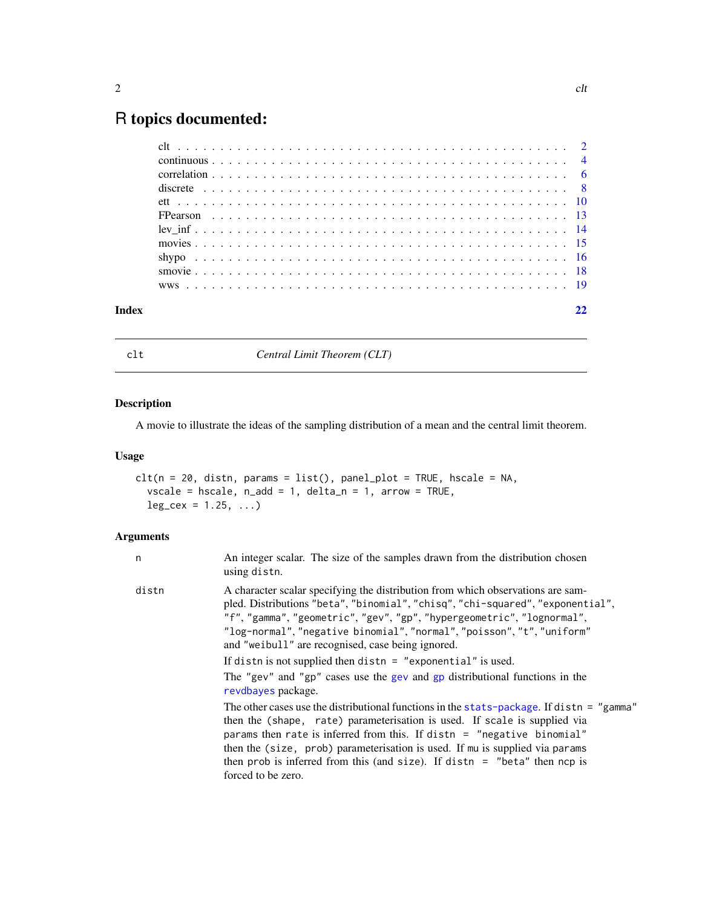# R topics documented:

| | |
|---|---|
| clt | 2 |
| continuous | 4 |
| correlation | 6 |
| discrete | 8 |
| ett | 10 |
| FPearson | 13 |
| lev_inf | 14 |
| movies | 15 |
| shypo | 16 |
| smovie | 18 |
| wws | 19 |
| **Index** | **22** |

---

`clt` *Central Limit Theorem (CLT)*

---

### Description

A movie to illustrate the ideas of the sampling distribution of a mean and the central limit theorem.

### Usage

```
clt(n = 20, distn, params = list(), panel_plot = TRUE, hscale = NA,
  vscale = hscale, n_add = 1, delta_n = 1, arrow = TRUE,
  leg_cex = 1.25, ...)
```

### Arguments

`n` An integer scalar. The size of the samples drawn from the distribution chosen using `distn`.

`distn` A character scalar specifying the distribution from which observations are sampled. Distributions `"beta"`, `"binomial"`, `"chisq"`, `"chi-squared"`, `"exponential"`, `"f"`, `"gamma"`, `"geometric"`, `"gev"`, `"gp"`, `"hypergeometric"`, `"lognormal"`, `"log-normal"`, `"negative binomial"`, `"normal"`, `"poisson"`, `"t"`, `"uniform"` and `"weibull"` are recognised, case being ignored.

If `distn` is not supplied then `distn = "exponential"` is used.

The `"gev"` and `"gp"` cases use the `gev` and `gp` distributional functions in the `revdbayes` package.

The other cases use the distributional functions in the `stats-package`. If `distn = "gamma"` then the `(shape, rate)` parameterisation is used. If `scale` is supplied via `params` then `rate` is inferred from this. If `distn = "negative binomial"` then the `(size, prob)` parameterisation is used. If `mu` is supplied via `params` then `prob` is inferred from this (and `size`). If `distn = "beta"` then `ncp` is forced to be zero.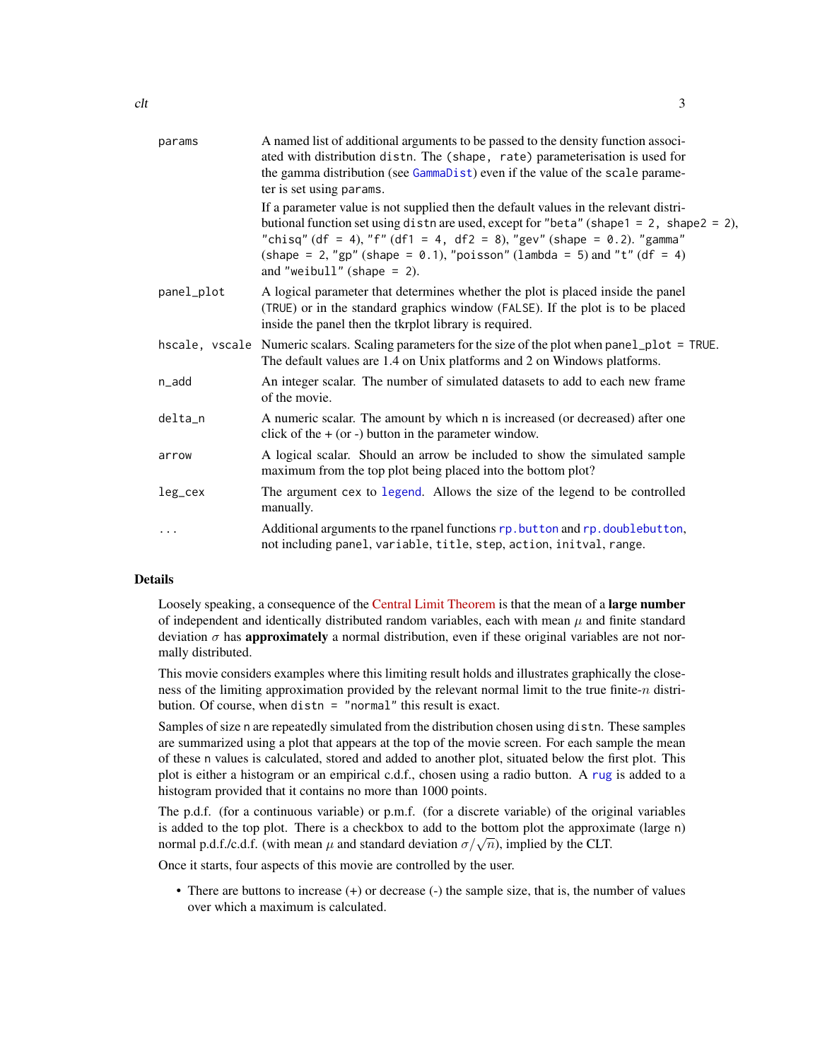| | |
|---|---|
| params | A named list of additional arguments to be passed to the density function associated with distribution distn. The (shape, rate) parameterisation is used for the gamma distribution (see GammaDist) even if the value of the scale parameter is set using params. If a parameter value is not supplied then the default values in the relevant distributional function set using distn are used, except for "beta" (shape1 = 2, shape2 = 2), "chisq" (df = 4), "f" (df1 = 4, df2 = 8), "gev" (shape = 0.2). "gamma" (shape = 2, "gp" (shape = 0.1), "poisson" (lambda = 5) and "t" (df = 4) and "weibull" (shape = 2). |
| panel_plot | A logical parameter that determines whether the plot is placed inside the panel (TRUE) or in the standard graphics window (FALSE). If the plot is to be placed inside the panel then the tkrplot library is required. |
| hscale, vscale | Numeric scalars. Scaling parameters for the size of the plot when panel_plot = TRUE. The default values are 1.4 on Unix platforms and 2 on Windows platforms. |
| n_add | An integer scalar. The number of simulated datasets to add to each new frame of the movie. |
| delta_n | A numeric scalar. The amount by which n is increased (or decreased) after one click of the + (or -) button in the parameter window. |
| arrow | A logical scalar. Should an arrow be included to show the simulated sample maximum from the top plot being placed into the bottom plot? |
| leg_cex | The argument cex to legend. Allows the size of the legend to be controlled manually. |
| ... | Additional arguments to the rpanel functions rp.button and rp.doublebutton, not including panel, variable, title, step, action, initval, range. |

## Details

Loosely speaking, a consequence of the Central Limit Theorem is that the mean of a **large number** of independent and identically distributed random variables, each with mean $\mu$ and finite standard deviation $\sigma$ has **approximately** a normal distribution, even if these original variables are not normally distributed.

This movie considers examples where this limiting result holds and illustrates graphically the closeness of the limiting approximation provided by the relevant normal limit to the true finite-$n$ distribution. Of course, when distn = "normal" this result is exact.

Samples of size n are repeatedly simulated from the distribution chosen using distn. These samples are summarized using a plot that appears at the top of the movie screen. For each sample the mean of these n values is calculated, stored and added to another plot, situated below the first plot. This plot is either a histogram or an empirical c.d.f., chosen using a radio button. A rug is added to a histogram provided that it contains no more than 1000 points.

The p.d.f. (for a continuous variable) or p.m.f. (for a discrete variable) of the original variables is added to the top plot. There is a checkbox to add to the bottom plot the approximate (large n) normal p.d.f./c.d.f. (with mean $\mu$ and standard deviation $\sigma/\sqrt{n}$), implied by the CLT.

Once it starts, four aspects of this movie are controlled by the user.

- There are buttons to increase (+) or decrease (-) the sample size, that is, the number of values over which a maximum is calculated.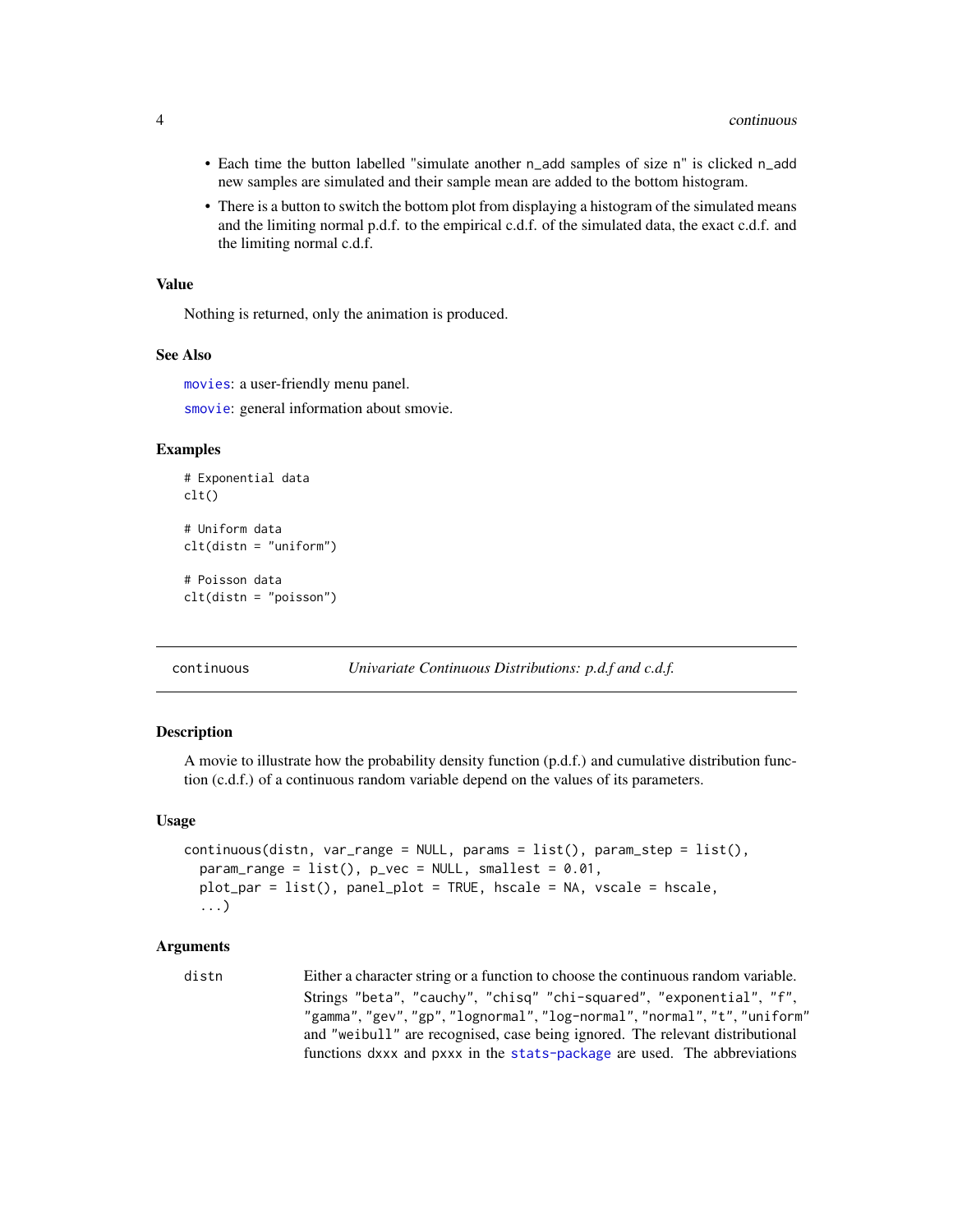- Each time the button labelled "simulate another n_add samples of size n" is clicked n_add new samples are simulated and their sample mean are added to the bottom histogram.
- There is a button to switch the bottom plot from displaying a histogram of the simulated means and the limiting normal p.d.f. to the empirical c.d.f. of the simulated data, the exact c.d.f. and the limiting normal c.d.f.

### Value

Nothing is returned, only the animation is produced.

### See Also

movies: a user-friendly menu panel.

smovie: general information about smovie.

### Examples

```
# Exponential data
clt()

# Uniform data
clt(distn = "uniform")

# Poisson data
clt(distn = "poisson")
```

---

## continuous — *Univariate Continuous Distributions: p.d.f and c.d.f.*

### Description

A movie to illustrate how the probability density function (p.d.f.) and cumulative distribution function (c.d.f.) of a continuous random variable depend on the values of its parameters.

### Usage

```
continuous(distn, var_range = NULL, params = list(), param_step = list(),
  param_range = list(), p_vec = NULL, smallest = 0.01,
  plot_par = list(), panel_plot = TRUE, hscale = NA, vscale = hscale,
  ...)
```

### Arguments

| | |
|---|---|
| distn | Either a character string or a function to choose the continuous random variable. Strings "beta", "cauchy", "chisq" "chi-squared", "exponential", "f", "gamma", "gev", "gp", "lognormal", "log-normal", "normal", "t", "uniform" and "weibull" are recognised, case being ignored. The relevant distributional functions dxxx and pxxx in the stats-package are used. The abbreviations |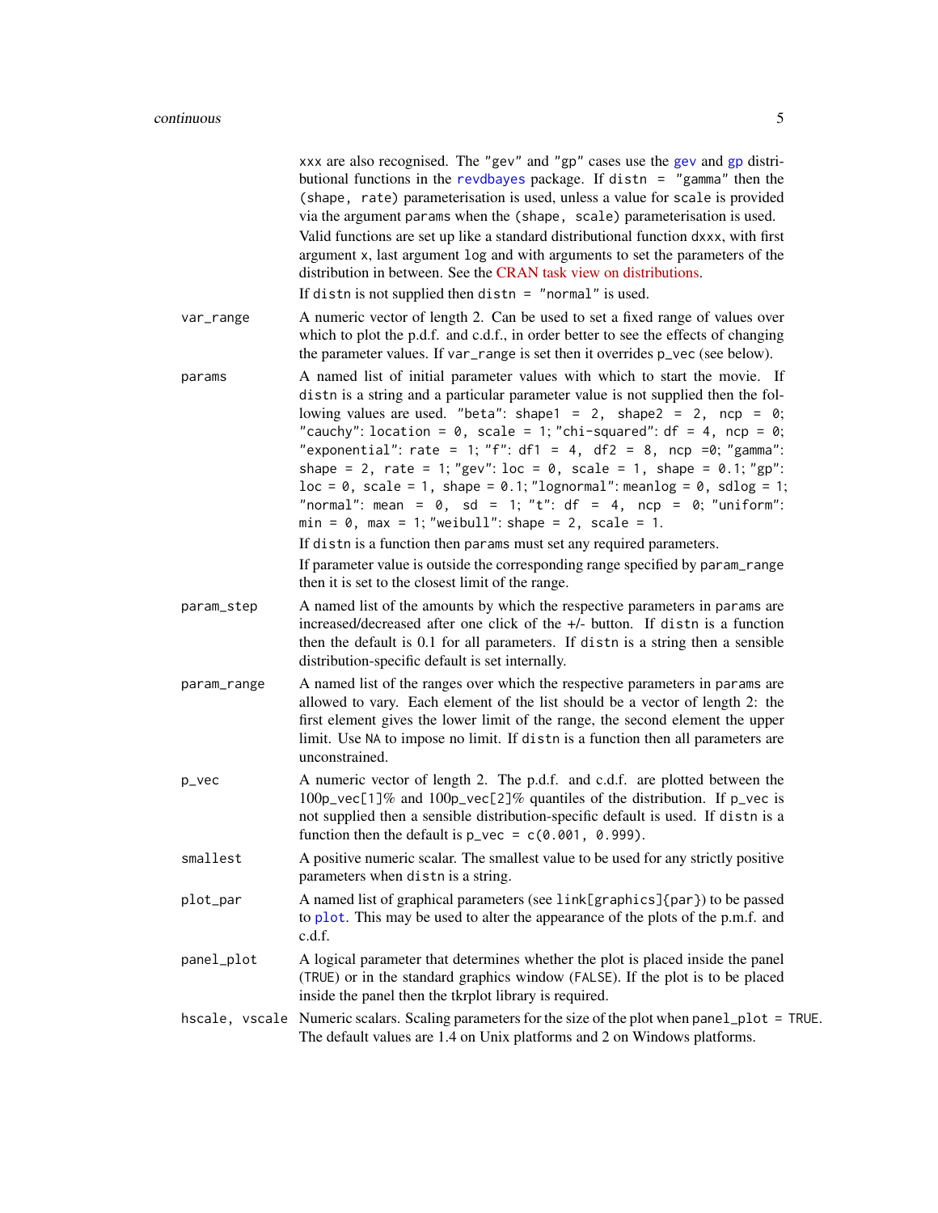xxx are also recognised. The "gev" and "gp" cases use the gev and gp distributional functions in the revdbayes package. If distn = "gamma" then the (shape, rate) parameterisation is used, unless a value for scale is provided via the argument params when the (shape, scale) parameterisation is used. Valid functions are set up like a standard distributional function dxxx, with first argument x, last argument log and with arguments to set the parameters of the distribution in between. See the CRAN task view on distributions.

If distn is not supplied then distn = "normal" is used.

**var_range**
: A numeric vector of length 2. Can be used to set a fixed range of values over which to plot the p.d.f. and c.d.f., in order better to see the effects of changing the parameter values. If var_range is set then it overrides p_vec (see below).

**params**
: A named list of initial parameter values with which to start the movie. If distn is a string and a particular parameter value is not supplied then the following values are used. "beta": shape1 = 2, shape2 = 2, ncp = 0; "cauchy": location = 0, scale = 1; "chi-squared": df = 4, ncp = 0; "exponential": rate = 1; "f": df1 = 4, df2 = 8, ncp =0; "gamma": shape = 2, rate = 1; "gev": loc = 0, scale = 1, shape = 0.1; "gp": loc = 0, scale = 1, shape = 0.1; "lognormal": meanlog = 0, sdlog = 1; "normal": mean = 0, sd = 1; "t": df = 4, ncp = 0; "uniform": min = 0, max = 1; "weibull": shape = 2, scale = 1.

  If distn is a function then params must set any required parameters.

  If parameter value is outside the corresponding range specified by param_range then it is set to the closest limit of the range.

**param_step**
: A named list of the amounts by which the respective parameters in params are increased/decreased after one click of the +/- button. If distn is a function then the default is 0.1 for all parameters. If distn is a string then a sensible distribution-specific default is set internally.

**param_range**
: A named list of the ranges over which the respective parameters in params are allowed to vary. Each element of the list should be a vector of length 2: the first element gives the lower limit of the range, the second element the upper limit. Use NA to impose no limit. If distn is a function then all parameters are unconstrained.

**p_vec**
: A numeric vector of length 2. The p.d.f. and c.d.f. are plotted between the 100p_vec[1]% and 100p_vec[2]% quantiles of the distribution. If p_vec is not supplied then a sensible distribution-specific default is used. If distn is a function then the default is p_vec = c(0.001, 0.999).

**smallest**
: A positive numeric scalar. The smallest value to be used for any strictly positive parameters when distn is a string.

**plot_par**
: A named list of graphical parameters (see link[graphics]{par}) to be passed to plot. This may be used to alter the appearance of the plots of the p.m.f. and c.d.f.

**panel_plot**
: A logical parameter that determines whether the plot is placed inside the panel (TRUE) or in the standard graphics window (FALSE). If the plot is to be placed inside the panel then the tkrplot library is required.

**hscale, vscale**
: Numeric scalars. Scaling parameters for the size of the plot when panel_plot = TRUE. The default values are 1.4 on Unix platforms and 2 on Windows platforms.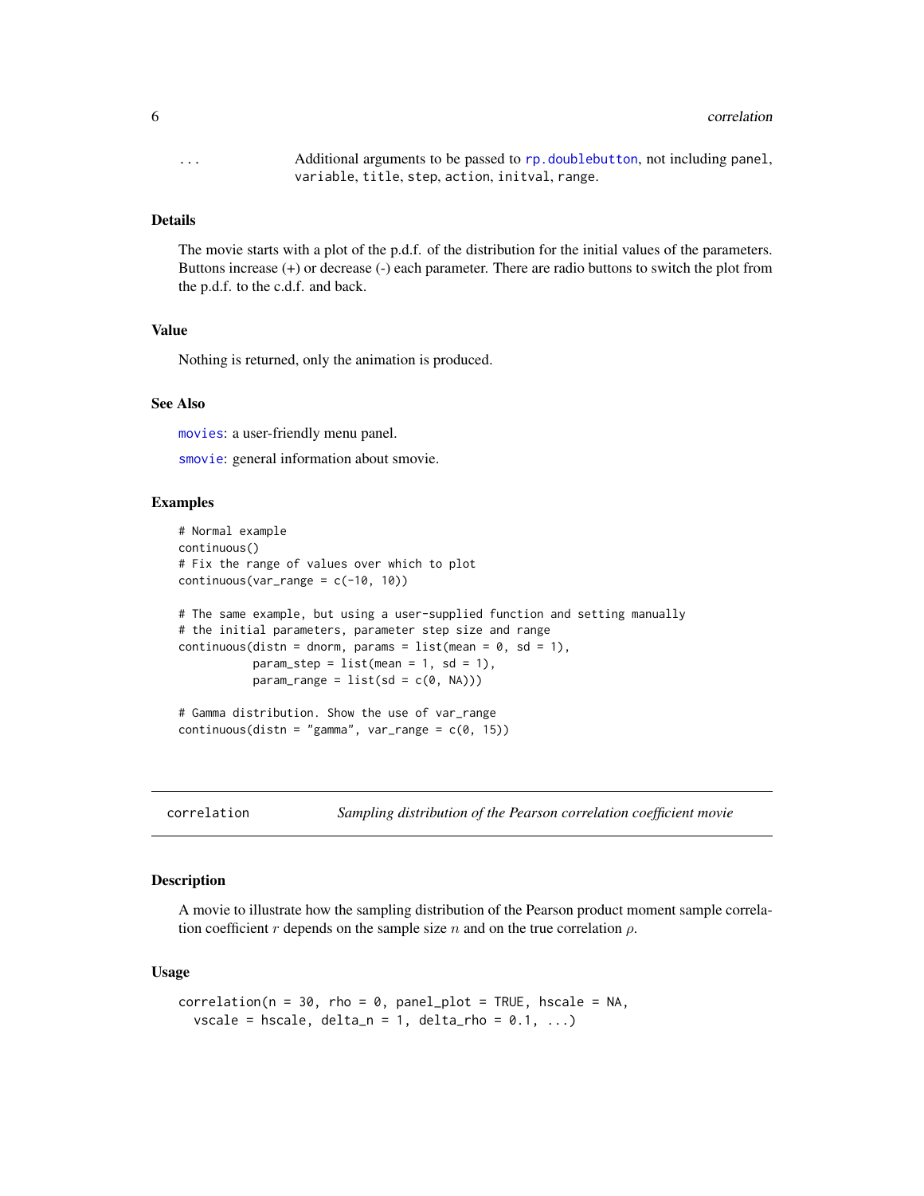... Additional arguments to be passed to `rp.doublebutton`, not including `panel`, `variable`, `title`, `step`, `action`, `initval`, `range`.

### Details

The movie starts with a plot of the p.d.f. of the distribution for the initial values of the parameters. Buttons increase (+) or decrease (-) each parameter. There are radio buttons to switch the plot from the p.d.f. to the c.d.f. and back.

### Value

Nothing is returned, only the animation is produced.

### See Also

`movies`: a user-friendly menu panel.

`smovie`: general information about smovie.

### Examples

```
# Normal example
continuous()
# Fix the range of values over which to plot
continuous(var_range = c(-10, 10))

# The same example, but using a user-supplied function and setting manually
# the initial parameters, parameter step size and range
continuous(distn = dnorm, params = list(mean = 0, sd = 1),
           param_step = list(mean = 1, sd = 1),
           param_range = list(sd = c(0, NA)))

# Gamma distribution. Show the use of var_range
continuous(distn = "gamma", var_range = c(0, 15))
```

---

## correlation — *Sampling distribution of the Pearson correlation coefficient movie*

### Description

A movie to illustrate how the sampling distribution of the Pearson product moment sample correlation coefficient $r$ depends on the sample size $n$ and on the true correlation $\rho$.

### Usage

```
correlation(n = 30, rho = 0, panel_plot = TRUE, hscale = NA,
  vscale = hscale, delta_n = 1, delta_rho = 0.1, ...)
```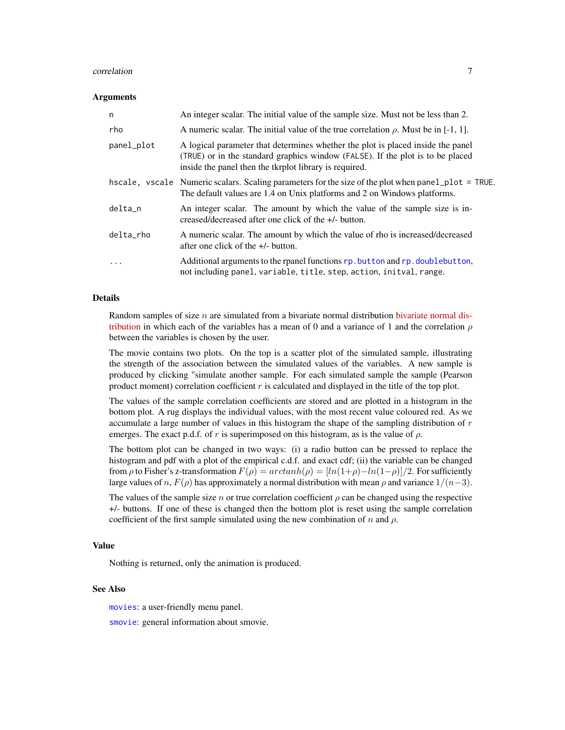### Arguments

| | |
|---|---|
| `n` | An integer scalar. The initial value of the sample size. Must not be less than 2. |
| `rho` | A numeric scalar. The initial value of the true correlation $\rho$. Must be in [-1, 1]. |
| `panel_plot` | A logical parameter that determines whether the plot is placed inside the panel (`TRUE`) or in the standard graphics window (`FALSE`). If the plot is to be placed inside the panel then the tkrplot library is required. |
| `hscale, vscale` | Numeric scalars. Scaling parameters for the size of the plot when `panel_plot = TRUE`. The default values are 1.4 on Unix platforms and 2 on Windows platforms. |
| `delta_n` | An integer scalar. The amount by which the value of the sample size is increased/decreased after one click of the +/- button. |
| `delta_rho` | A numeric scalar. The amount by which the value of rho is increased/decreased after one click of the +/- button. |
| `...` | Additional arguments to the rpanel functions `rp.button` and `rp.doublebutton`, not including `panel`, `variable`, `title`, `step`, `action`, `initval`, `range`. |

### Details

Random samples of size $n$ are simulated from a bivariate normal distribution bivariate normal distribution in which each of the variables has a mean of 0 and a variance of 1 and the correlation $\rho$ between the variables is chosen by the user.

The movie contains two plots. On the top is a scatter plot of the simulated sample, illustrating the strength of the association between the simulated values of the variables. A new sample is produced by clicking "simulate another sample. For each simulated sample the sample (Pearson product moment) correlation coefficient $r$ is calculated and displayed in the title of the top plot.

The values of the sample correlation coefficients are stored and are plotted in a histogram in the bottom plot. A rug displays the individual values, with the most recent value coloured red. As we accumulate a large number of values in this histogram the shape of the sampling distribution of $r$ emerges. The exact p.d.f. of $r$ is superimposed on this histogram, as is the value of $\rho$.

The bottom plot can be changed in two ways: (i) a radio button can be pressed to replace the histogram and pdf with a plot of the empirical c.d.f. and exact cdf; (ii) the variable can be changed from $\rho$ to Fisher's z-transformation $F(\rho) = arctanh(\rho) = [ln(1+\rho) - ln(1-\rho)]/2$. For sufficiently large values of $n$, $F(\rho)$ has approximately a normal distribution with mean $\rho$ and variance $1/(n-3)$.

The values of the sample size $n$ or true correlation coefficient $\rho$ can be changed using the respective +/- buttons. If one of these is changed then the bottom plot is reset using the sample correlation coefficient of the first sample simulated using the new combination of $n$ and $\rho$.

### Value

Nothing is returned, only the animation is produced.

### See Also

`movies`: a user-friendly menu panel.

`smovie`: general information about smovie.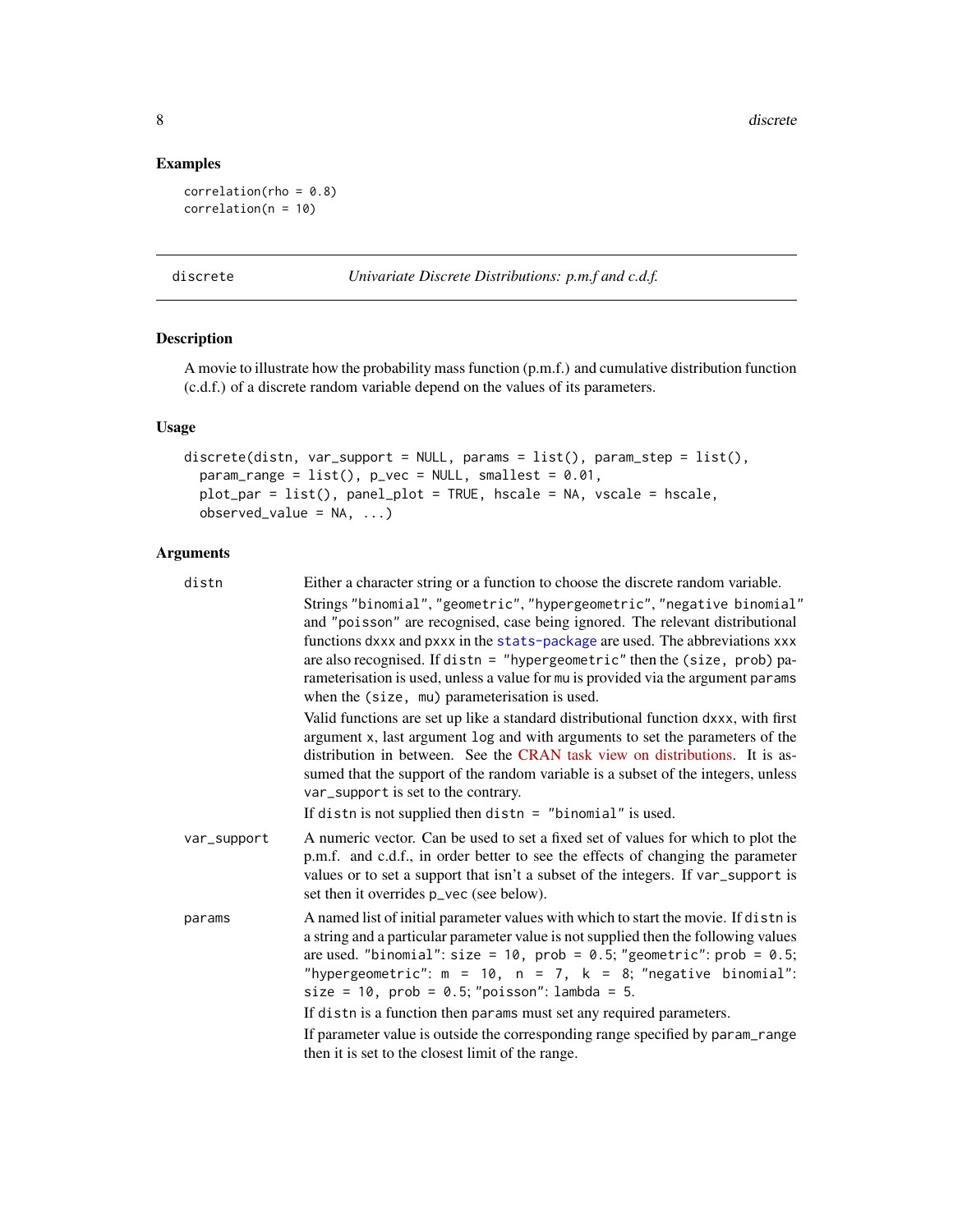## Examples

```
correlation(rho = 0.8)
correlation(n = 10)
```

---

discrete *Univariate Discrete Distributions: p.m.f and c.d.f.*

---

### Description

A movie to illustrate how the probability mass function (p.m.f.) and cumulative distribution function (c.d.f.) of a discrete random variable depend on the values of its parameters.

### Usage

```
discrete(distn, var_support = NULL, params = list(), param_step = list(),
  param_range = list(), p_vec = NULL, smallest = 0.01,
  plot_par = list(), panel_plot = TRUE, hscale = NA, vscale = hscale,
  observed_value = NA, ...)
```

### Arguments

`distn` Either a character string or a function to choose the discrete random variable.

Strings `"binomial"`, `"geometric"`, `"hypergeometric"`, `"negative binomial"` and `"poisson"` are recognised, case being ignored. The relevant distributional functions `dxxx` and `pxxx` in the stats-package are used. The abbreviations `xxx` are also recognised. If `distn = "hypergeometric"` then the `(size, prob)` parameterisation is used, unless a value for `mu` is provided via the argument `params` when the `(size, mu)` parameterisation is used.

Valid functions are set up like a standard distributional function `dxxx`, with first argument `x`, last argument `log` and with arguments to set the parameters of the distribution in between. See the CRAN task view on distributions. It is assumed that the support of the random variable is a subset of the integers, unless `var_support` is set to the contrary.

If `distn` is not supplied then `distn = "binomial"` is used.

`var_support` A numeric vector. Can be used to set a fixed set of values for which to plot the p.m.f. and c.d.f., in order better to see the effects of changing the parameter values or to set a support that isn't a subset of the integers. If `var_support` is set then it overrides `p_vec` (see below).

`params` A named list of initial parameter values with which to start the movie. If `distn` is a string and a particular parameter value is not supplied then the following values are used. `"binomial"`: `size = 10, prob = 0.5`; `"geometric"`: `prob = 0.5`; `"hypergeometric"`: `m = 10, n = 7, k = 8`; `"negative binomial"`: `size = 10, prob = 0.5`; `"poisson"`: `lambda = 5`.

If `distn` is a function then `params` must set any required parameters.

If parameter value is outside the corresponding range specified by `param_range` then it is set to the closest limit of the range.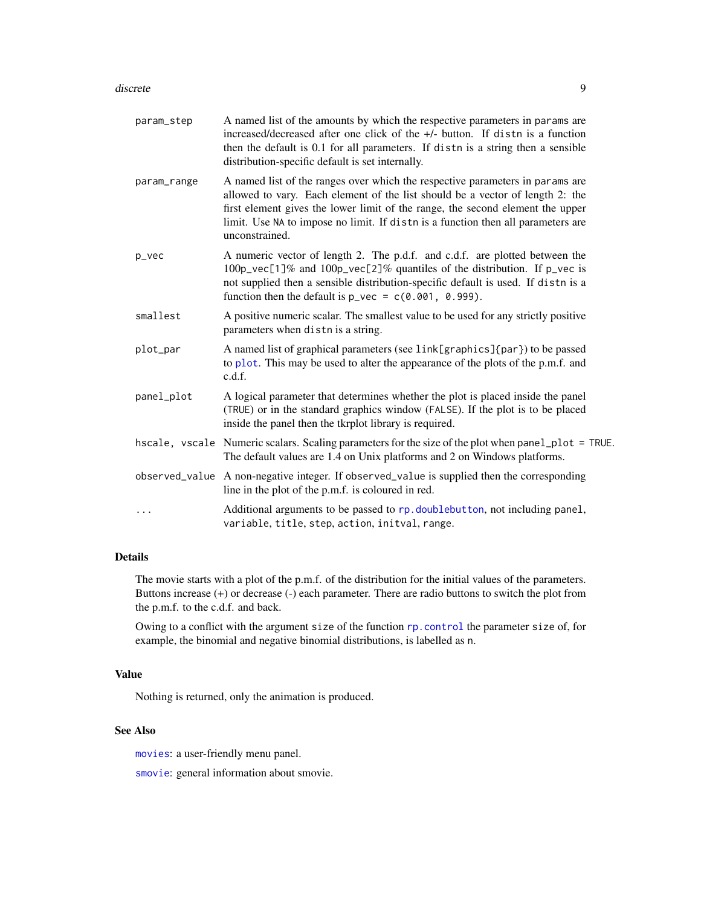param_step
: A named list of the amounts by which the respective parameters in `params` are increased/decreased after one click of the +/- button. If `distn` is a function then the default is 0.1 for all parameters. If `distn` is a string then a sensible distribution-specific default is set internally.

param_range
: A named list of the ranges over which the respective parameters in `params` are allowed to vary. Each element of the list should be a vector of length 2: the first element gives the lower limit of the range, the second element the upper limit. Use `NA` to impose no limit. If `distn` is a function then all parameters are unconstrained.

p_vec
: A numeric vector of length 2. The p.d.f. and c.d.f. are plotted between the 100`p_vec[1]`% and 100`p_vec[2]`% quantiles of the distribution. If `p_vec` is not supplied then a sensible distribution-specific default is used. If `distn` is a function then the default is `p_vec = c(0.001, 0.999)`.

smallest
: A positive numeric scalar. The smallest value to be used for any strictly positive parameters when `distn` is a string.

plot_par
: A named list of graphical parameters (see `link[graphics]{par}`) to be passed to `plot`. This may be used to alter the appearance of the plots of the p.m.f. and c.d.f.

panel_plot
: A logical parameter that determines whether the plot is placed inside the panel (`TRUE`) or in the standard graphics window (`FALSE`). If the plot is to be placed inside the panel then the tkrplot library is required.

hscale, vscale
: Numeric scalars. Scaling parameters for the size of the plot when `panel_plot = TRUE`. The default values are 1.4 on Unix platforms and 2 on Windows platforms.

observed_value
: A non-negative integer. If `observed_value` is supplied then the corresponding line in the plot of the p.m.f. is coloured in red.

...
: Additional arguments to be passed to `rp.doublebutton`, not including `panel`, `variable`, `title`, `step`, `action`, `initval`, `range`.

## Details

The movie starts with a plot of the p.m.f. of the distribution for the initial values of the parameters. Buttons increase (+) or decrease (-) each parameter. There are radio buttons to switch the plot from the p.m.f. to the c.d.f. and back.

Owing to a conflict with the argument `size` of the function `rp.control` the parameter `size` of, for example, the binomial and negative binomial distributions, is labelled as `n`.

## Value

Nothing is returned, only the animation is produced.

## See Also

`movies`: a user-friendly menu panel.

`smovie`: general information about smovie.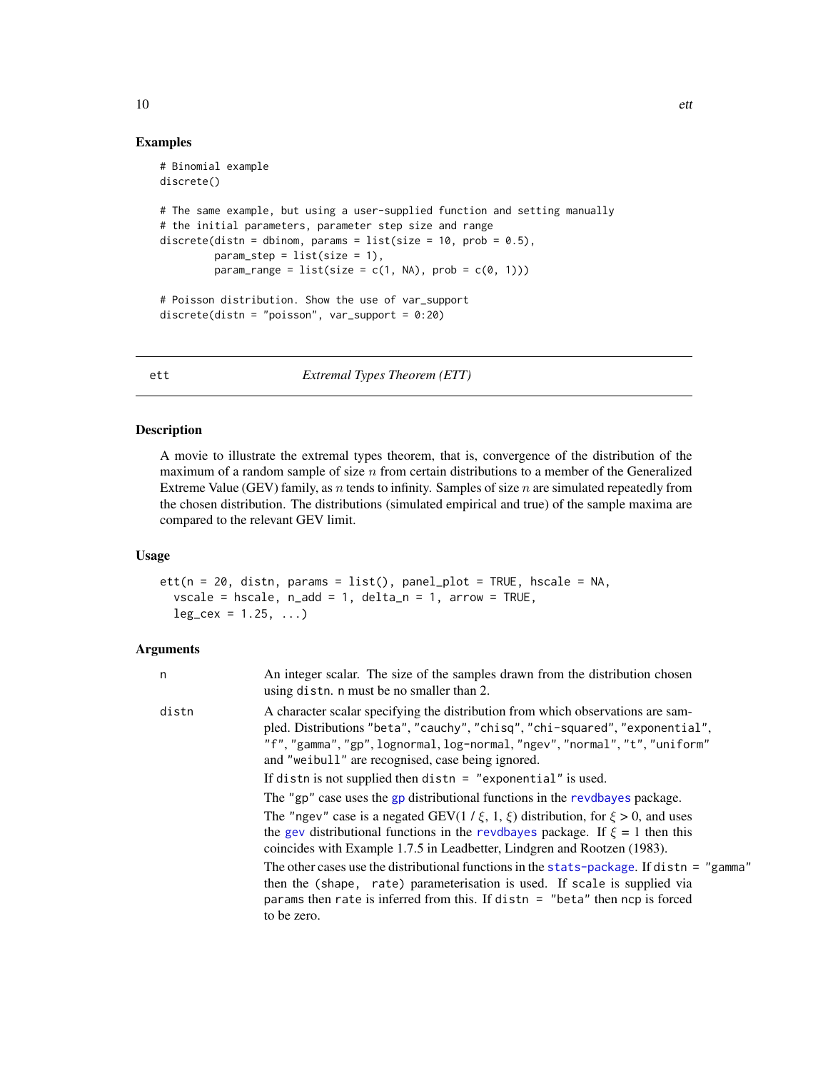## Examples

```
# Binomial example
discrete()

# The same example, but using a user-supplied function and setting manually
# the initial parameters, parameter step size and range
discrete(distn = dbinom, params = list(size = 10, prob = 0.5),
         param_step = list(size = 1),
         param_range = list(size = c(1, NA), prob = c(0, 1)))

# Poisson distribution. Show the use of var_support
discrete(distn = "poisson", var_support = 0:20)
```

---

ett *Extremal Types Theorem (ETT)*

---

## Description

A movie to illustrate the extremal types theorem, that is, convergence of the distribution of the maximum of a random sample of size $n$ from certain distributions to a member of the Generalized Extreme Value (GEV) family, as $n$ tends to infinity. Samples of size $n$ are simulated repeatedly from the chosen distribution. The distributions (simulated empirical and true) of the sample maxima are compared to the relevant GEV limit.

## Usage

```
ett(n = 20, distn, params = list(), panel_plot = TRUE, hscale = NA,
  vscale = hscale, n_add = 1, delta_n = 1, arrow = TRUE,
  leg_cex = 1.25, ...)
```

## Arguments

| | |
|---|---|
| n | An integer scalar. The size of the samples drawn from the distribution chosen using `distn`. `n` must be no smaller than 2. |
| distn | A character scalar specifying the distribution from which observations are sampled. Distributions `"beta"`, `"cauchy"`, `"chisq"`, `"chi-squared"`, `"exponential"`, `"f"`, `"gamma"`, `"gp"`, `lognormal`, `log-normal`, `"ngev"`, `"normal"`, `"t"`, `"uniform"` and `"weibull"` are recognised, case being ignored.<br>If `distn` is not supplied then `distn = "exponential"` is used.<br>The `"gp"` case uses the `gp` distributional functions in the `revdbayes` package.<br>The `"ngev"` case is a negated GEV($1 / \xi$, 1, $\xi$) distribution, for $\xi > 0$, and uses the `gev` distributional functions in the `revdbayes` package. If $\xi = 1$ then this coincides with Example 1.7.5 in Leadbetter, Lindgren and Rootzen (1983).<br>The other cases use the distributional functions in the `stats-package`. If `distn = "gamma"` then the `(shape, rate)` parameterisation is used. If `scale` is supplied via `params` then `rate` is inferred from this. If `distn = "beta"` then `ncp` is forced to be zero. |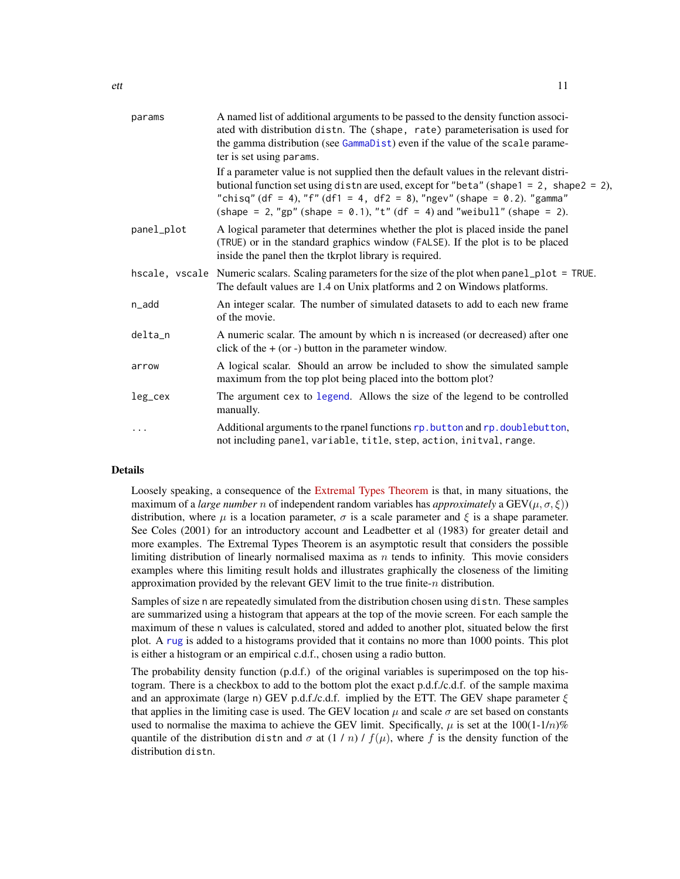| Argument | Description |
|---|---|
| `params` | A named list of additional arguments to be passed to the density function associated with distribution `distn`. The `(shape, rate)` parameterisation is used for the gamma distribution (see `GammaDist`) even if the value of the `scale` parameter is set using `params`.<br><br>If a parameter value is not supplied then the default values in the relevant distributional function set using `distn` are used, except for `"beta"` `(shape1 = 2, shape2 = 2)`, `"chisq"` `(df = 4)`, `"f"` `(df1 = 4, df2 = 8)`, `"ngev"` `(shape = 0.2)`. `"gamma"` `(shape = 2`, `"gp"` `(shape = 0.1)`, `"t"` `(df = 4)` and `"weibull"` `(shape = 2)`. |
| `panel_plot` | A logical parameter that determines whether the plot is placed inside the panel (`TRUE`) or in the standard graphics window (`FALSE`). If the plot is to be placed inside the panel then the tkrplot library is required. |
| `hscale, vscale` | Numeric scalars. Scaling parameters for the size of the plot when `panel_plot = TRUE`. The default values are 1.4 on Unix platforms and 2 on Windows platforms. |
| `n_add` | An integer scalar. The number of simulated datasets to add to each new frame of the movie. |
| `delta_n` | A numeric scalar. The amount by which n is increased (or decreased) after one click of the + (or -) button in the parameter window. |
| `arrow` | A logical scalar. Should an arrow be included to show the simulated sample maximum from the top plot being placed into the bottom plot? |
| `leg_cex` | The argument `cex` to `legend`. Allows the size of the legend to be controlled manually. |
| `...` | Additional arguments to the rpanel functions `rp.button` and `rp.doublebutton`, not including `panel`, `variable`, `title`, `step`, `action`, `initval`, `range`. |

## Details

Loosely speaking, a consequence of the Extremal Types Theorem is that, in many situations, the maximum of a *large number* $n$ of independent random variables has *approximately* a GEV($\mu, \sigma, \xi$)) distribution, where $\mu$ is a location parameter, $\sigma$ is a scale parameter and $\xi$ is a shape parameter. See Coles (2001) for an introductory account and Leadbetter et al (1983) for greater detail and more examples. The Extremal Types Theorem is an asymptotic result that considers the possible limiting distribution of linearly normalised maxima as $n$ tends to infinity. This movie considers examples where this limiting result holds and illustrates graphically the closeness of the limiting approximation provided by the relevant GEV limit to the true finite-$n$ distribution.

Samples of size `n` are repeatedly simulated from the distribution chosen using `distn`. These samples are summarized using a histogram that appears at the top of the movie screen. For each sample the maximum of these `n` values is calculated, stored and added to another plot, situated below the first plot. A `rug` is added to a histograms provided that it contains no more than 1000 points. This plot is either a histogram or an empirical c.d.f., chosen using a radio button.

The probability density function (p.d.f.) of the original variables is superimposed on the top histogram. There is a checkbox to add to the bottom plot the exact p.d.f./c.d.f. of the sample maxima and an approximate (large `n`) GEV p.d.f./c.d.f. implied by the ETT. The GEV shape parameter $\xi$ that applies in the limiting case is used. The GEV location $\mu$ and scale $\sigma$ are set based on constants used to normalise the maxima to achieve the GEV limit. Specifically, $\mu$ is set at the 100(1-1/$n$)% quantile of the distribution `distn` and $\sigma$ at (1 / $n$) / $f(\mu)$, where $f$ is the density function of the distribution `distn`.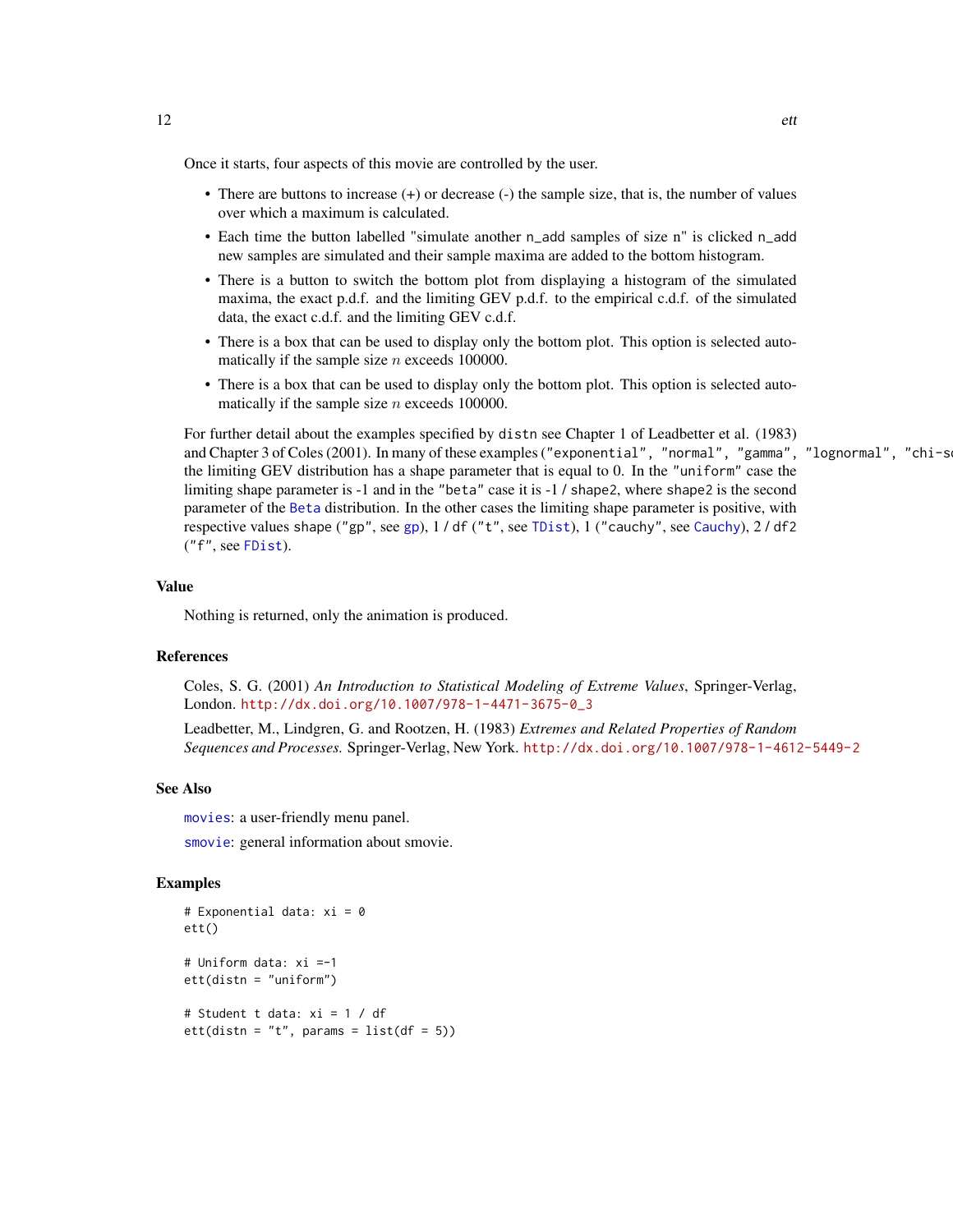Once it starts, four aspects of this movie are controlled by the user.

- There are buttons to increase (+) or decrease (-) the sample size, that is, the number of values over which a maximum is calculated.
- Each time the button labelled "simulate another n_add samples of size n" is clicked n_add new samples are simulated and their sample maxima are added to the bottom histogram.
- There is a button to switch the bottom plot from displaying a histogram of the simulated maxima, the exact p.d.f. and the limiting GEV p.d.f. to the empirical c.d.f. of the simulated data, the exact c.d.f. and the limiting GEV c.d.f.
- There is a box that can be used to display only the bottom plot. This option is selected automatically if the sample size $n$ exceeds 100000.
- There is a box that can be used to display only the bottom plot. This option is selected automatically if the sample size $n$ exceeds 100000.

For further detail about the examples specified by `distn` see Chapter 1 of Leadbetter et al. (1983) and Chapter 3 of Coles (2001). In many of these examples (`"exponential"`, `"normal"`, `"gamma"`, `"lognormal"`, `"chi-s`
the limiting GEV distribution has a shape parameter that is equal to 0. In the `"uniform"` case the limiting shape parameter is -1 and in the `"beta"` case it is -1 / `shape2`, where `shape2` is the second parameter of the `Beta` distribution. In the other cases the limiting shape parameter is positive, with respective values `shape` (`"gp"`, see `gp`), 1 / `df` (`"t"`, see `TDist`), 1 (`"cauchy"`, see `Cauchy`), 2 / `df2` (`"f"`, see `FDist`).

## Value

Nothing is returned, only the animation is produced.

## References

Coles, S. G. (2001) *An Introduction to Statistical Modeling of Extreme Values*, Springer-Verlag, London. http://dx.doi.org/10.1007/978-1-4471-3675-0_3

Leadbetter, M., Lindgren, G. and Rootzen, H. (1983) *Extremes and Related Properties of Random Sequences and Processes.* Springer-Verlag, New York. http://dx.doi.org/10.1007/978-1-4612-5449-2

## See Also

`movies`: a user-friendly menu panel.

`smovie`: general information about smovie.

## Examples

```
# Exponential data: xi = 0
ett()

# Uniform data: xi =-1
ett(distn = "uniform")

# Student t data: xi = 1 / df
ett(distn = "t", params = list(df = 5))
```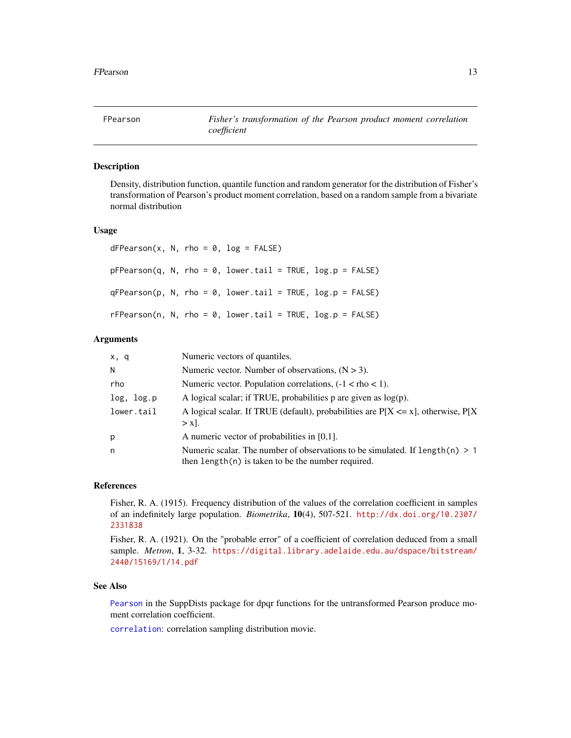# FPearson — *Fisher's transformation of the Pearson product moment correlation coefficient*

## Description

Density, distribution function, quantile function and random generator for the distribution of Fisher's transformation of Pearson's product moment correlation, based on a random sample from a bivariate normal distribution

## Usage

```
dFPearson(x, N, rho = 0, log = FALSE)

pFPearson(q, N, rho = 0, lower.tail = TRUE, log.p = FALSE)

qFPearson(p, N, rho = 0, lower.tail = TRUE, log.p = FALSE)

rFPearson(n, N, rho = 0, lower.tail = TRUE, log.p = FALSE)
```

## Arguments

| | |
|---|---|
| `x, q` | Numeric vectors of quantiles. |
| `N` | Numeric vector. Number of observations, (N > 3). |
| `rho` | Numeric vector. Population correlations, (-1 < rho < 1). |
| `log, log.p` | A logical scalar; if TRUE, probabilities p are given as log(p). |
| `lower.tail` | A logical scalar. If TRUE (default), probabilities are P[X <= x], otherwise, P[X > x]. |
| `p` | A numeric vector of probabilities in [0,1]. |
| `n` | Numeric scalar. The number of observations to be simulated. If `length(n) > 1` then `length(n)` is taken to be the number required. |

## References

Fisher, R. A. (1915). Frequency distribution of the values of the correlation coefficient in samples of an indefinitely large population. *Biometrika*, **10**(4), 507-521. http://dx.doi.org/10.2307/2331838

Fisher, R. A. (1921). On the "probable error" of a coefficient of correlation deduced from a small sample. *Metron*, **1**, 3-32. https://digital.library.adelaide.edu.au/dspace/bitstream/2440/15169/1/14.pdf

## See Also

`Pearson` in the SuppDists package for dpqr functions for the untransformed Pearson produce moment correlation coefficient.

`correlation`: correlation sampling distribution movie.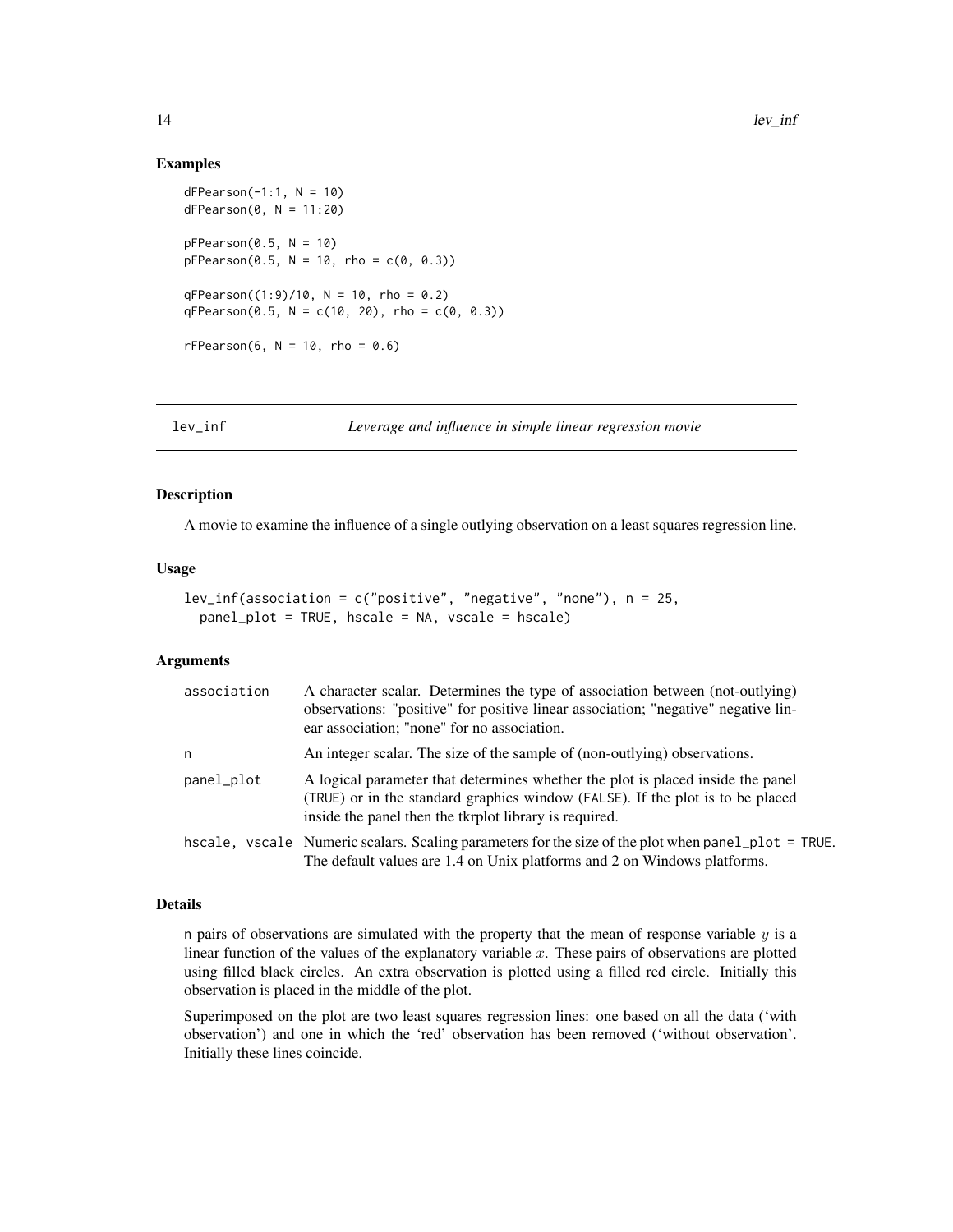### Examples

```
dFPearson(-1:1, N = 10)
dFPearson(0, N = 11:20)

pFPearson(0.5, N = 10)
pFPearson(0.5, N = 10, rho = c(0, 0.3))

qFPearson((1:9)/10, N = 10, rho = 0.2)
qFPearson(0.5, N = c(10, 20), rho = c(0, 0.3))

rFPearson(6, N = 10, rho = 0.6)
```

---

## lev_inf — *Leverage and influence in simple linear regression movie*

---

### Description

A movie to examine the influence of a single outlying observation on a least squares regression line.

### Usage

```
lev_inf(association = c("positive", "negative", "none"), n = 25,
  panel_plot = TRUE, hscale = NA, vscale = hscale)
```

### Arguments

| | |
|---|---|
| association | A character scalar. Determines the type of association between (not-outlying) observations: "positive" for positive linear association; "negative" negative linear association; "none" for no association. |
| n | An integer scalar. The size of the sample of (non-outlying) observations. |
| panel_plot | A logical parameter that determines whether the plot is placed inside the panel (TRUE) or in the standard graphics window (FALSE). If the plot is to be placed inside the panel then the tkrplot library is required. |
| hscale, vscale | Numeric scalars. Scaling parameters for the size of the plot when panel_plot = TRUE. The default values are 1.4 on Unix platforms and 2 on Windows platforms. |

### Details

n pairs of observations are simulated with the property that the mean of response variable $y$ is a linear function of the values of the explanatory variable $x$. These pairs of observations are plotted using filled black circles. An extra observation is plotted using a filled red circle. Initially this observation is placed in the middle of the plot.

Superimposed on the plot are two least squares regression lines: one based on all the data ('with observation') and one in which the 'red' observation has been removed ('without observation'. Initially these lines coincide.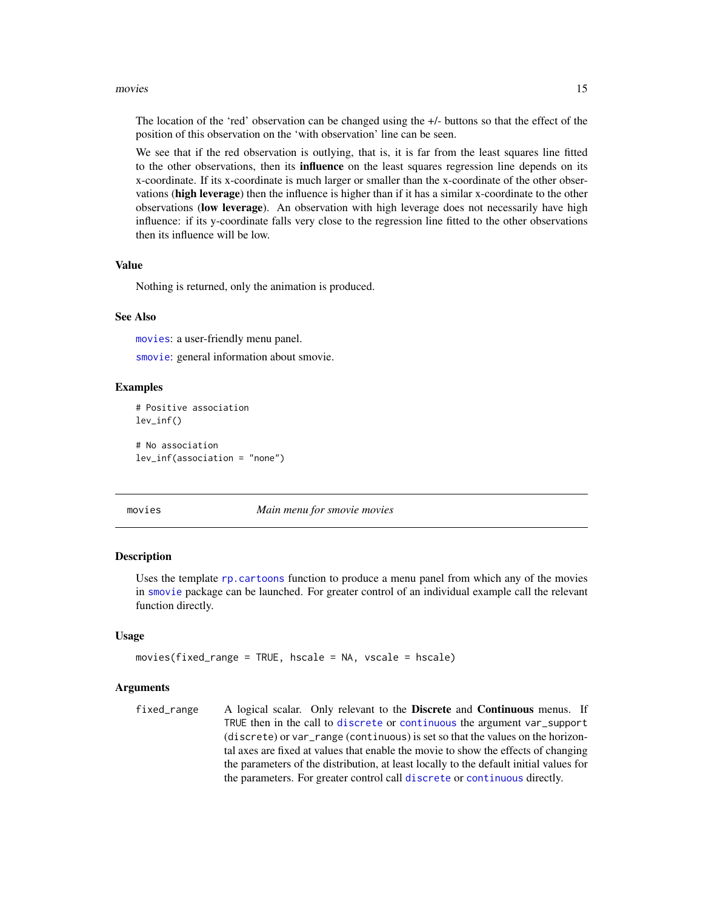The location of the 'red' observation can be changed using the +/- buttons so that the effect of the position of this observation on the 'with observation' line can be seen.

We see that if the red observation is outlying, that is, it is far from the least squares line fitted to the other observations, then its **influence** on the least squares regression line depends on its x-coordinate. If its x-coordinate is much larger or smaller than the x-coordinate of the other observations (**high leverage**) then the influence is higher than if it has a similar x-coordinate to the other observations (**low leverage**). An observation with high leverage does not necessarily have high influence: if its y-coordinate falls very close to the regression line fitted to the other observations then its influence will be low.

### Value

Nothing is returned, only the animation is produced.

### See Also

`movies`: a user-friendly menu panel.

`smovie`: general information about smovie.

### Examples

```
# Positive association
lev_inf()

# No association
lev_inf(association = "none")
```

---

## movies — *Main menu for smovie movies*

### Description

Uses the template `rp.cartoons` function to produce a menu panel from which any of the movies in `smovie` package can be launched. For greater control of an individual example call the relevant function directly.

### Usage

```
movies(fixed_range = TRUE, hscale = NA, vscale = hscale)
```

### Arguments

| | |
|---|---|
| `fixed_range` | A logical scalar. Only relevant to the **Discrete** and **Continuous** menus. If `TRUE` then in the call to `discrete` or `continuous` the argument `var_support` (`discrete`) or `var_range` (`continuous`) is set so that the values on the horizontal axes are fixed at values that enable the movie to show the effects of changing the parameters of the distribution, at least locally to the default initial values for the parameters. For greater control call `discrete` or `continuous` directly. |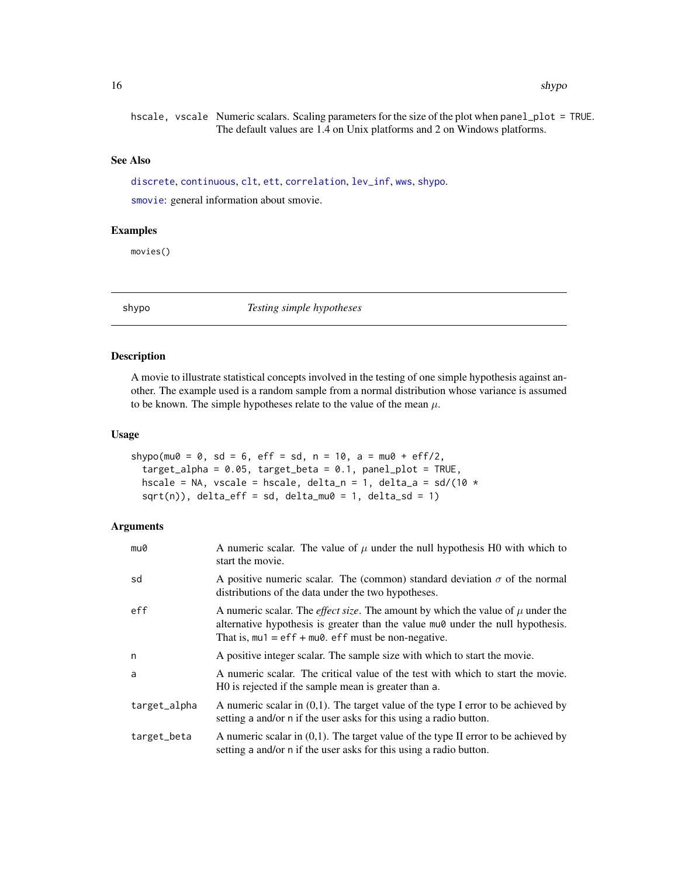| | |
|---|---|
| hscale, vscale | Numeric scalars. Scaling parameters for the size of the plot when panel_plot = TRUE. The default values are 1.4 on Unix platforms and 2 on Windows platforms. |

## See Also

discrete, continuous, clt, ett, correlation, lev_inf, wws, shypo.

smovie: general information about smovie.

## Examples

```
movies()
```

---

# shypo — *Testing simple hypotheses*

## Description

A movie to illustrate statistical concepts involved in the testing of one simple hypothesis against another. The example used is a random sample from a normal distribution whose variance is assumed to be known. The simple hypotheses relate to the value of the mean $\mu$.

## Usage

```
shypo(mu0 = 0, sd = 6, eff = sd, n = 10, a = mu0 + eff/2,
  target_alpha = 0.05, target_beta = 0.1, panel_plot = TRUE,
  hscale = NA, vscale = hscale, delta_n = 1, delta_a = sd/(10 *
  sqrt(n)), delta_eff = sd, delta_mu0 = 1, delta_sd = 1)
```

## Arguments

| | |
|---|---|
| mu0 | A numeric scalar. The value of $\mu$ under the null hypothesis H0 with which to start the movie. |
| sd | A positive numeric scalar. The (common) standard deviation $\sigma$ of the normal distributions of the data under the two hypotheses. |
| eff | A numeric scalar. The *effect size*. The amount by which the value of $\mu$ under the alternative hypothesis is greater than the value mu0 under the null hypothesis. That is, mu1 = eff + mu0. eff must be non-negative. |
| n | A positive integer scalar. The sample size with which to start the movie. |
| a | A numeric scalar. The critical value of the test with which to start the movie. H0 is rejected if the sample mean is greater than a. |
| target_alpha | A numeric scalar in (0,1). The target value of the type I error to be achieved by setting a and/or n if the user asks for this using a radio button. |
| target_beta | A numeric scalar in (0,1). The target value of the type II error to be achieved by setting a and/or n if the user asks for this using a radio button. |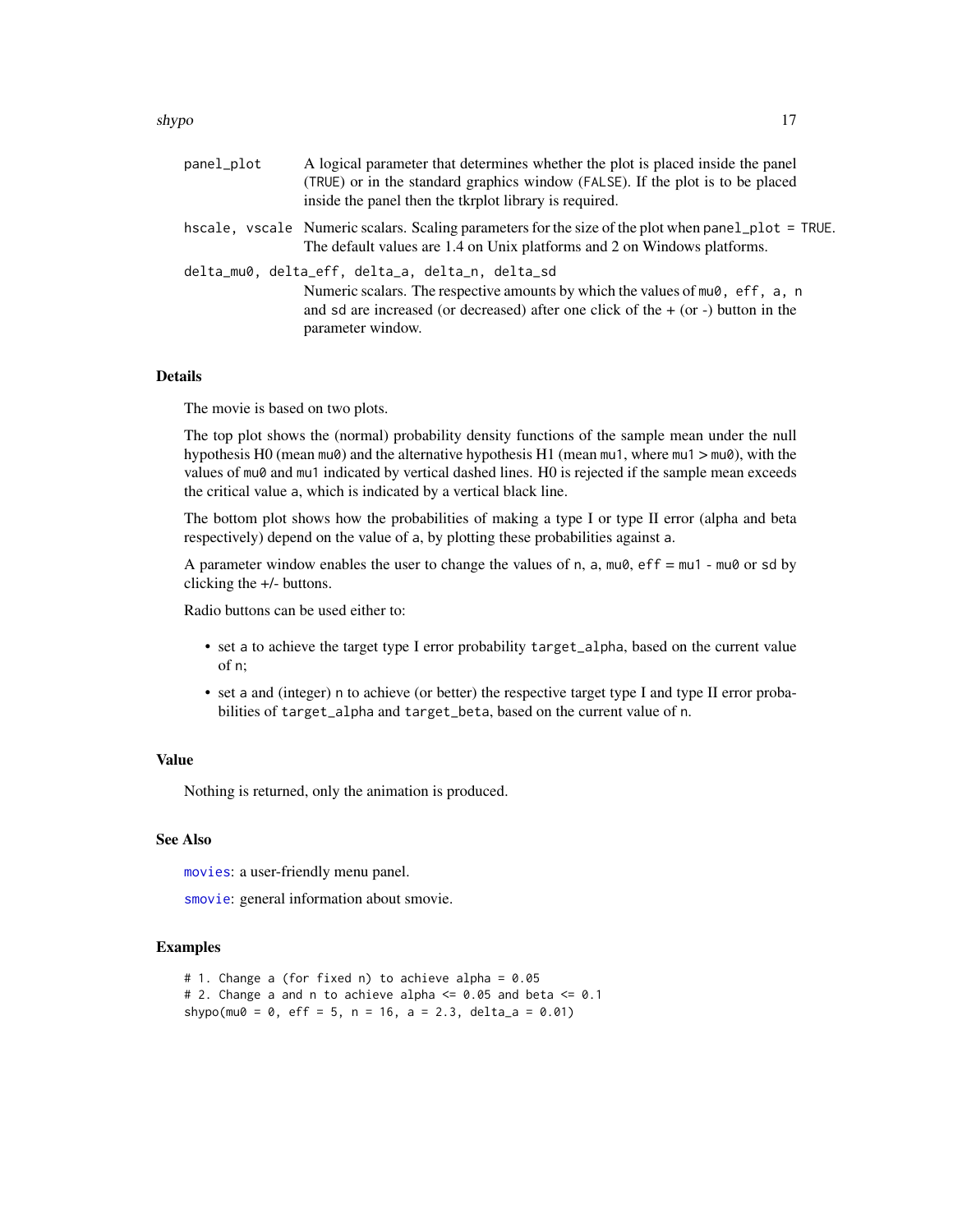panel_plot
: A logical parameter that determines whether the plot is placed inside the panel (TRUE) or in the standard graphics window (FALSE). If the plot is to be placed inside the panel then the tkrplot library is required.

hscale, vscale
: Numeric scalars. Scaling parameters for the size of the plot when panel_plot = TRUE. The default values are 1.4 on Unix platforms and 2 on Windows platforms.

delta_mu0, delta_eff, delta_a, delta_n, delta_sd
: Numeric scalars. The respective amounts by which the values of mu0, eff, a, n and sd are increased (or decreased) after one click of the + (or -) button in the parameter window.

## Details

The movie is based on two plots.

The top plot shows the (normal) probability density functions of the sample mean under the null hypothesis H0 (mean mu0) and the alternative hypothesis H1 (mean mu1, where mu1 > mu0), with the values of mu0 and mu1 indicated by vertical dashed lines. H0 is rejected if the sample mean exceeds the critical value a, which is indicated by a vertical black line.

The bottom plot shows how the probabilities of making a type I or type II error (alpha and beta respectively) depend on the value of a, by plotting these probabilities against a.

A parameter window enables the user to change the values of n, a, mu0, eff = mu1 - mu0 or sd by clicking the +/- buttons.

Radio buttons can be used either to:

- set a to achieve the target type I error probability target_alpha, based on the current value of n;
- set a and (integer) n to achieve (or better) the respective target type I and type II error probabilities of target_alpha and target_beta, based on the current value of n.

## Value

Nothing is returned, only the animation is produced.

## See Also

movies: a user-friendly menu panel.

smovie: general information about smovie.

## Examples

```
# 1. Change a (for fixed n) to achieve alpha = 0.05
# 2. Change a and n to achieve alpha <= 0.05 and beta <= 0.1
shypo(mu0 = 0, eff = 5, n = 16, a = 2.3, delta_a = 0.01)
```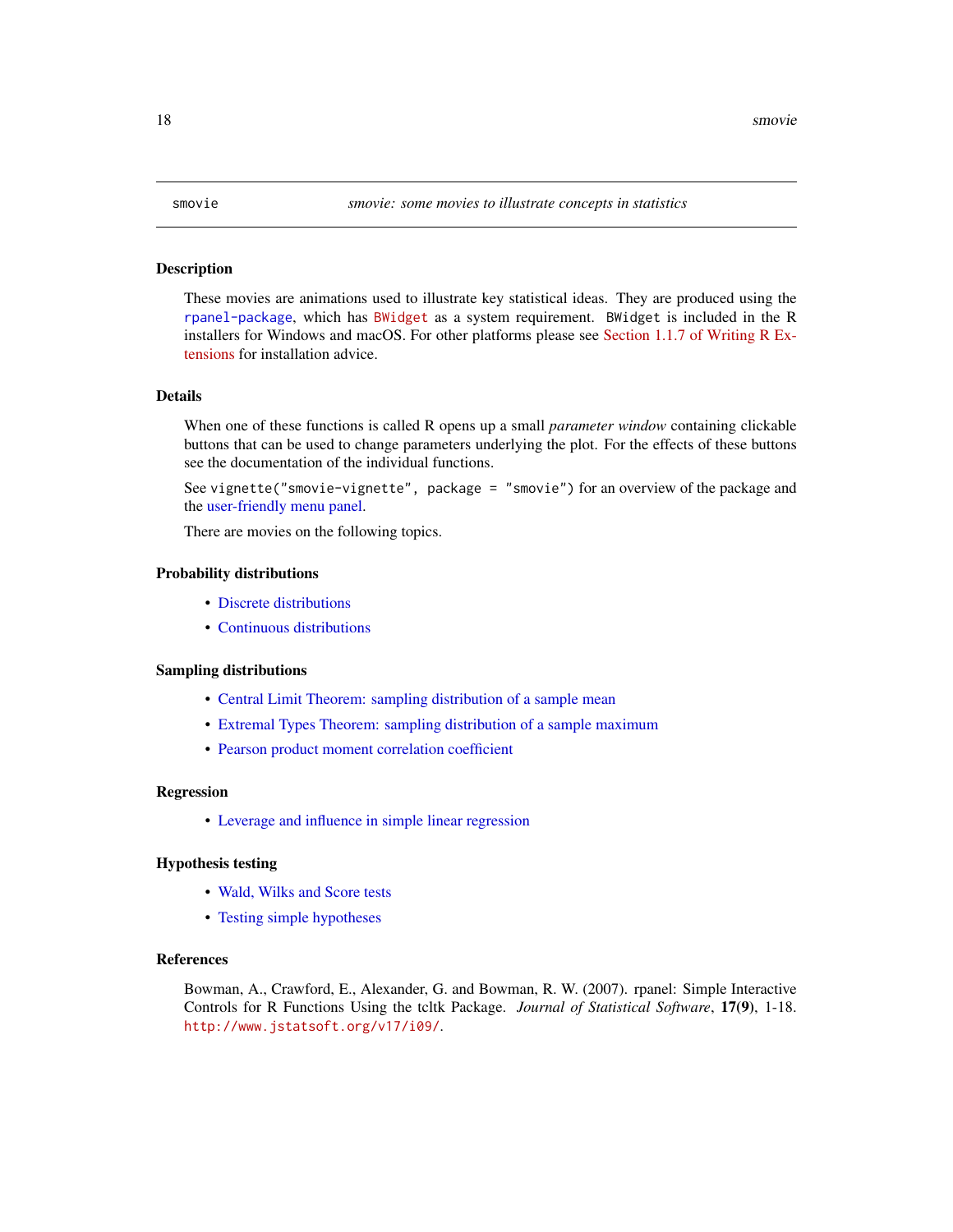# smovie — *smovie: some movies to illustrate concepts in statistics*

## Description

These movies are animations used to illustrate key statistical ideas. They are produced using the rpanel-package, which has BWidget as a system requirement. `BWidget` is included in the R installers for Windows and macOS. For other platforms please see Section 1.1.7 of Writing R Extensions for installation advice.

## Details

When one of these functions is called R opens up a small *parameter window* containing clickable buttons that can be used to change parameters underlying the plot. For the effects of these buttons see the documentation of the individual functions.

See `vignette("smovie-vignette", package = "smovie")` for an overview of the package and the user-friendly menu panel.

There are movies on the following topics.

## Probability distributions

- Discrete distributions
- Continuous distributions

## Sampling distributions

- Central Limit Theorem: sampling distribution of a sample mean
- Extremal Types Theorem: sampling distribution of a sample maximum
- Pearson product moment correlation coefficient

## Regression

- Leverage and influence in simple linear regression

## Hypothesis testing

- Wald, Wilks and Score tests
- Testing simple hypotheses

## References

Bowman, A., Crawford, E., Alexander, G. and Bowman, R. W. (2007). rpanel: Simple Interactive Controls for R Functions Using the tcltk Package. *Journal of Statistical Software*, **17(9)**, 1-18. http://www.jstatsoft.org/v17/i09/.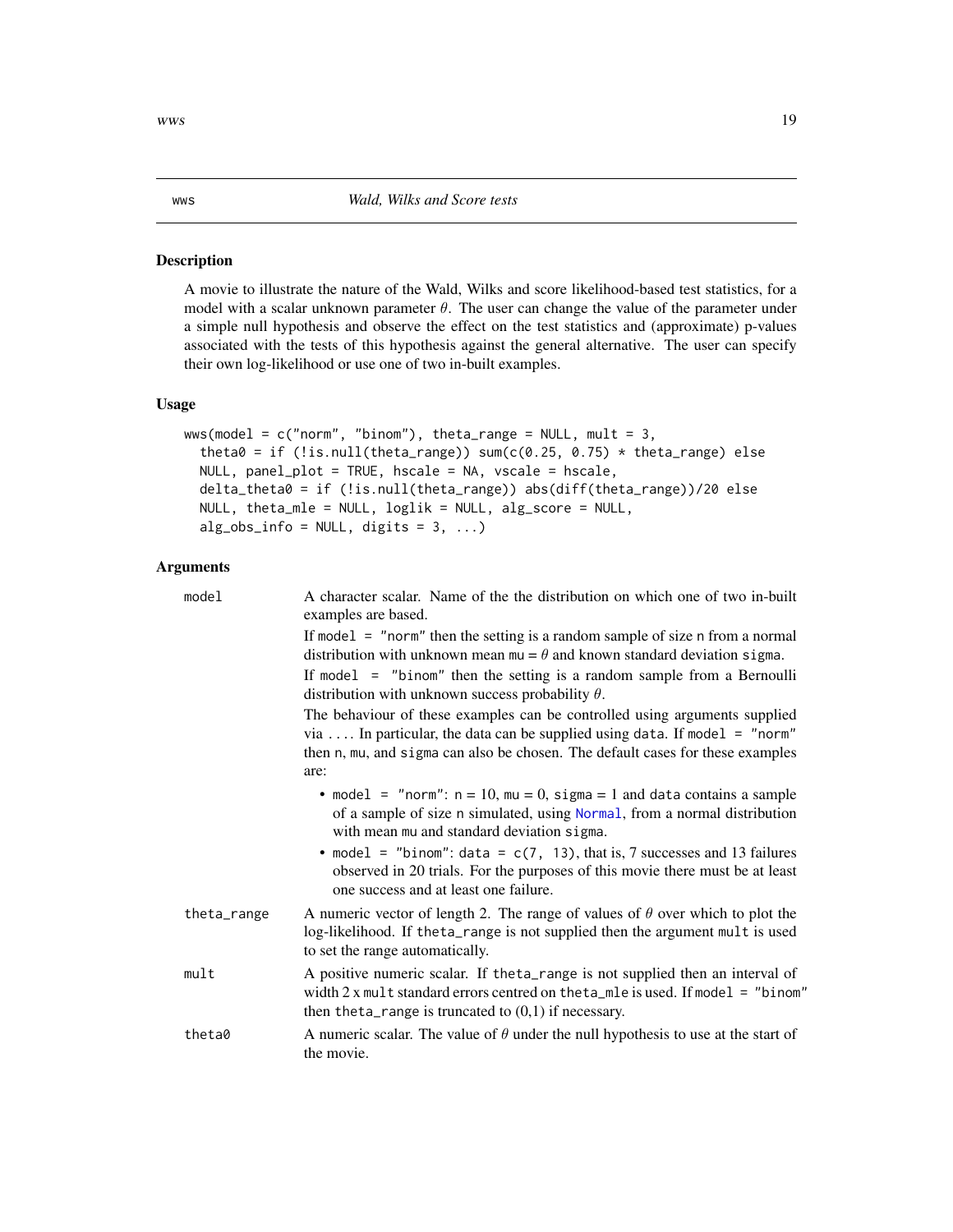## wws — *Wald, Wilks and Score tests*

### Description

A movie to illustrate the nature of the Wald, Wilks and score likelihood-based test statistics, for a model with a scalar unknown parameter $\theta$. The user can change the value of the parameter under a simple null hypothesis and observe the effect on the test statistics and (approximate) p-values associated with the tests of this hypothesis against the general alternative. The user can specify their own log-likelihood or use one of two in-built examples.

### Usage

```
wws(model = c("norm", "binom"), theta_range = NULL, mult = 3,
  theta0 = if (!is.null(theta_range)) sum(c(0.25, 0.75) * theta_range) else
  NULL, panel_plot = TRUE, hscale = NA, vscale = hscale,
  delta_theta0 = if (!is.null(theta_range)) abs(diff(theta_range))/20 else
  NULL, theta_mle = NULL, loglik = NULL, alg_score = NULL,
  alg_obs_info = NULL, digits = 3, ...)
```

### Arguments

`model` — A character scalar. Name of the the distribution on which one of two in-built examples are based.

If `model = "norm"` then the setting is a random sample of size `n` from a normal distribution with unknown mean `mu` = $\theta$ and known standard deviation `sigma`.

If `model = "binom"` then the setting is a random sample from a Bernoulli distribution with unknown success probability $\theta$.

The behaviour of these examples can be controlled using arguments supplied via `...`. In particular, the data can be supplied using `data`. If `model = "norm"` then `n`, `mu`, and `sigma` can also be chosen. The default cases for these examples are:

- `model = "norm"`: `n` = 10, `mu` = 0, `sigma` = 1 and `data` contains a sample of a sample of size `n` simulated, using `Normal`, from a normal distribution with mean `mu` and standard deviation `sigma`.
- `model = "binom"`: `data = c(7, 13)`, that is, 7 successes and 13 failures observed in 20 trials. For the purposes of this movie there must be at least one success and at least one failure.

`theta_range` — A numeric vector of length 2. The range of values of $\theta$ over which to plot the log-likelihood. If `theta_range` is not supplied then the argument `mult` is used to set the range automatically.

`mult` — A positive numeric scalar. If `theta_range` is not supplied then an interval of width 2 x `mult` standard errors centred on `theta_mle` is used. If `model = "binom"` then `theta_range` is truncated to (0,1) if necessary.

`theta0` — A numeric scalar. The value of $\theta$ under the null hypothesis to use at the start of the movie.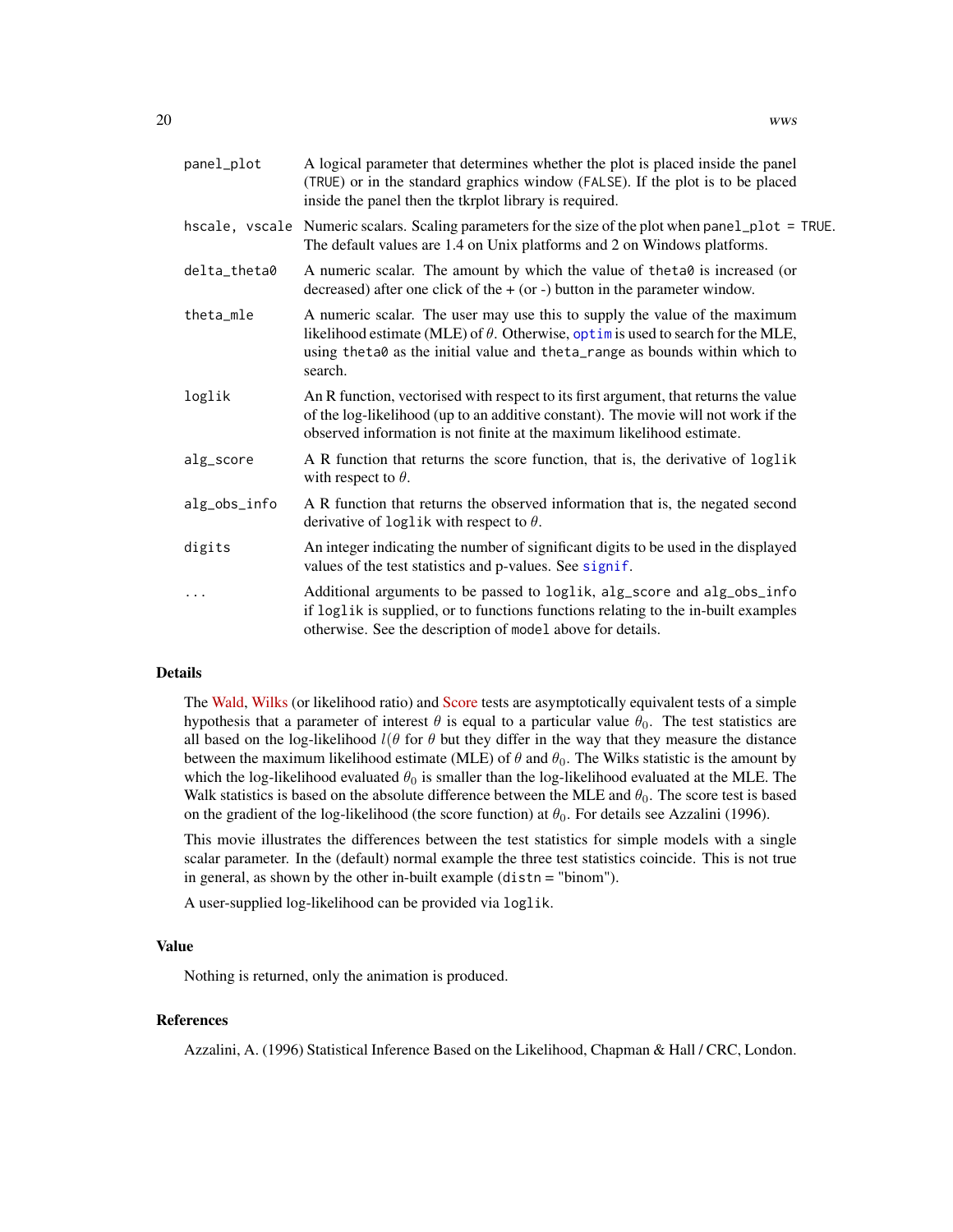| | |
|---|---|
| `panel_plot` | A logical parameter that determines whether the plot is placed inside the panel (`TRUE`) or in the standard graphics window (`FALSE`). If the plot is to be placed inside the panel then the tkrplot library is required. |
| `hscale, vscale` | Numeric scalars. Scaling parameters for the size of the plot when `panel_plot = TRUE`. The default values are 1.4 on Unix platforms and 2 on Windows platforms. |
| `delta_theta0` | A numeric scalar. The amount by which the value of `theta0` is increased (or decreased) after one click of the + (or -) button in the parameter window. |
| `theta_mle` | A numeric scalar. The user may use this to supply the value of the maximum likelihood estimate (MLE) of $\theta$. Otherwise, `optim` is used to search for the MLE, using `theta0` as the initial value and `theta_range` as bounds within which to search. |
| `loglik` | An R function, vectorised with respect to its first argument, that returns the value of the log-likelihood (up to an additive constant). The movie will not work if the observed information is not finite at the maximum likelihood estimate. |
| `alg_score` | A R function that returns the score function, that is, the derivative of `loglik` with respect to $\theta$. |
| `alg_obs_info` | A R function that returns the observed information that is, the negated second derivative of `loglik` with respect to $\theta$. |
| `digits` | An integer indicating the number of significant digits to be used in the displayed values of the test statistics and p-values. See `signif`. |
| `...` | Additional arguments to be passed to `loglik`, `alg_score` and `alg_obs_info` if `loglik` is supplied, or to functions functions relating to the in-built examples otherwise. See the description of `model` above for details. |

## Details

The Wald, Wilks (or likelihood ratio) and Score tests are asymptotically equivalent tests of a simple hypothesis that a parameter of interest $\theta$ is equal to a particular value $\theta_0$. The test statistics are all based on the log-likelihood $l(\theta$ for $\theta$ but they differ in the way that they measure the distance between the maximum likelihood estimate (MLE) of $\theta$ and $\theta_0$. The Wilks statistic is the amount by which the log-likelihood evaluated $\theta_0$ is smaller than the log-likelihood evaluated at the MLE. The Walk statistics is based on the absolute difference between the MLE and $\theta_0$. The score test is based on the gradient of the log-likelihood (the score function) at $\theta_0$. For details see Azzalini (1996).

This movie illustrates the differences between the test statistics for simple models with a single scalar parameter. In the (default) normal example the three test statistics coincide. This is not true in general, as shown by the other in-built example (`distn` = "binom").

A user-supplied log-likelihood can be provided via `loglik`.

## Value

Nothing is returned, only the animation is produced.

## References

Azzalini, A. (1996) Statistical Inference Based on the Likelihood, Chapman & Hall / CRC, London.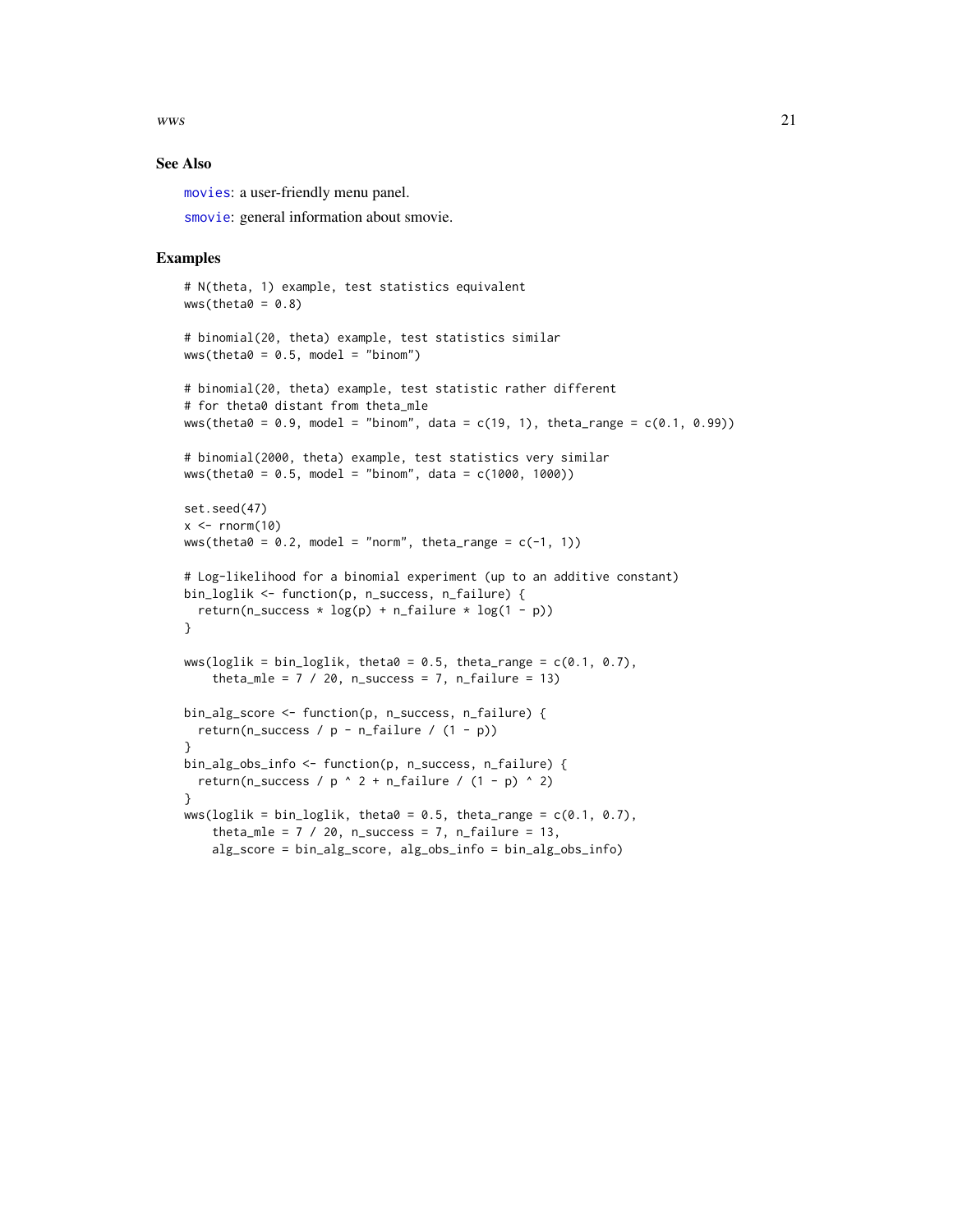## See Also

`movies`: a user-friendly menu panel.

`smovie`: general information about smovie.

## Examples

```
# N(theta, 1) example, test statistics equivalent
wws(theta0 = 0.8)

# binomial(20, theta) example, test statistics similar
wws(theta0 = 0.5, model = "binom")

# binomial(20, theta) example, test statistic rather different
# for theta0 distant from theta_mle
wws(theta0 = 0.9, model = "binom", data = c(19, 1), theta_range = c(0.1, 0.99))

# binomial(2000, theta) example, test statistics very similar
wws(theta0 = 0.5, model = "binom", data = c(1000, 1000))

set.seed(47)
x <- rnorm(10)
wws(theta0 = 0.2, model = "norm", theta_range = c(-1, 1))

# Log-likelihood for a binomial experiment (up to an additive constant)
bin_loglik <- function(p, n_success, n_failure) {
  return(n_success * log(p) + n_failure * log(1 - p))
}

wws(loglik = bin_loglik, theta0 = 0.5, theta_range = c(0.1, 0.7),
    theta_mle = 7 / 20, n_success = 7, n_failure = 13)

bin_alg_score <- function(p, n_success, n_failure) {
  return(n_success / p - n_failure / (1 - p))
}
bin_alg_obs_info <- function(p, n_success, n_failure) {
  return(n_success / p ^ 2 + n_failure / (1 - p) ^ 2)
}
wws(loglik = bin_loglik, theta0 = 0.5, theta_range = c(0.1, 0.7),
    theta_mle = 7 / 20, n_success = 7, n_failure = 13,
    alg_score = bin_alg_score, alg_obs_info = bin_alg_obs_info)
```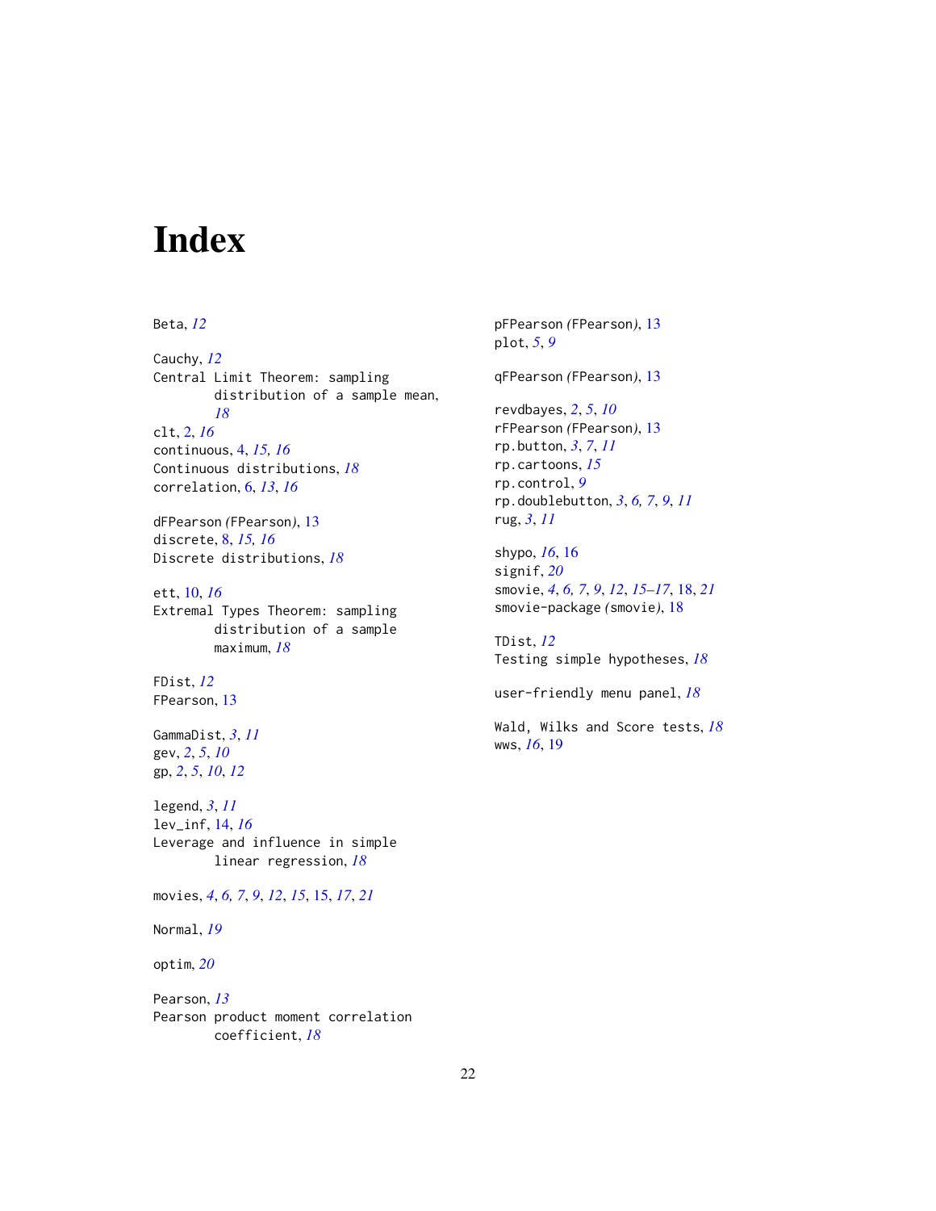# Index

Beta, *12*

Cauchy, *12*
Central Limit Theorem: sampling distribution of a sample mean, *18*
clt, 2, *16*
continuous, 4, *15, 16*
Continuous distributions, *18*
correlation, 6, *13*, *16*

dFPearson *(FPearson)*, 13
discrete, 8, *15, 16*
Discrete distributions, *18*

ett, 10, *16*
Extremal Types Theorem: sampling distribution of a sample maximum, *18*

FDist, *12*
FPearson, 13

GammaDist, *3*, *11*
gev, *2*, *5*, *10*
gp, *2*, *5*, *10*, *12*

legend, *3*, *11*
lev_inf, 14, *16*
Leverage and influence in simple linear regression, *18*

movies, *4*, *6, 7*, *9*, *12*, *15*, 15, *17*, *21*

Normal, *19*

optim, *20*

Pearson, *13*
Pearson product moment correlation coefficient, *18*

pFPearson *(FPearson)*, 13
plot, *5*, *9*

qFPearson *(FPearson)*, 13

revdbayes, *2*, *5*, *10*
rFPearson *(FPearson)*, 13
rp.button, *3*, *7*, *11*
rp.cartoons, *15*
rp.control, *9*
rp.doublebutton, *3*, *6, 7*, *9*, *11*
rug, *3*, *11*

shypo, *16*, 16
signif, *20*
smovie, *4*, *6, 7*, *9*, *12*, *15–17*, 18, *21*
smovie-package *(smovie)*, 18

TDist, *12*
Testing simple hypotheses, *18*

user-friendly menu panel, *18*

Wald, Wilks and Score tests, *18*
wws, *16*, 19